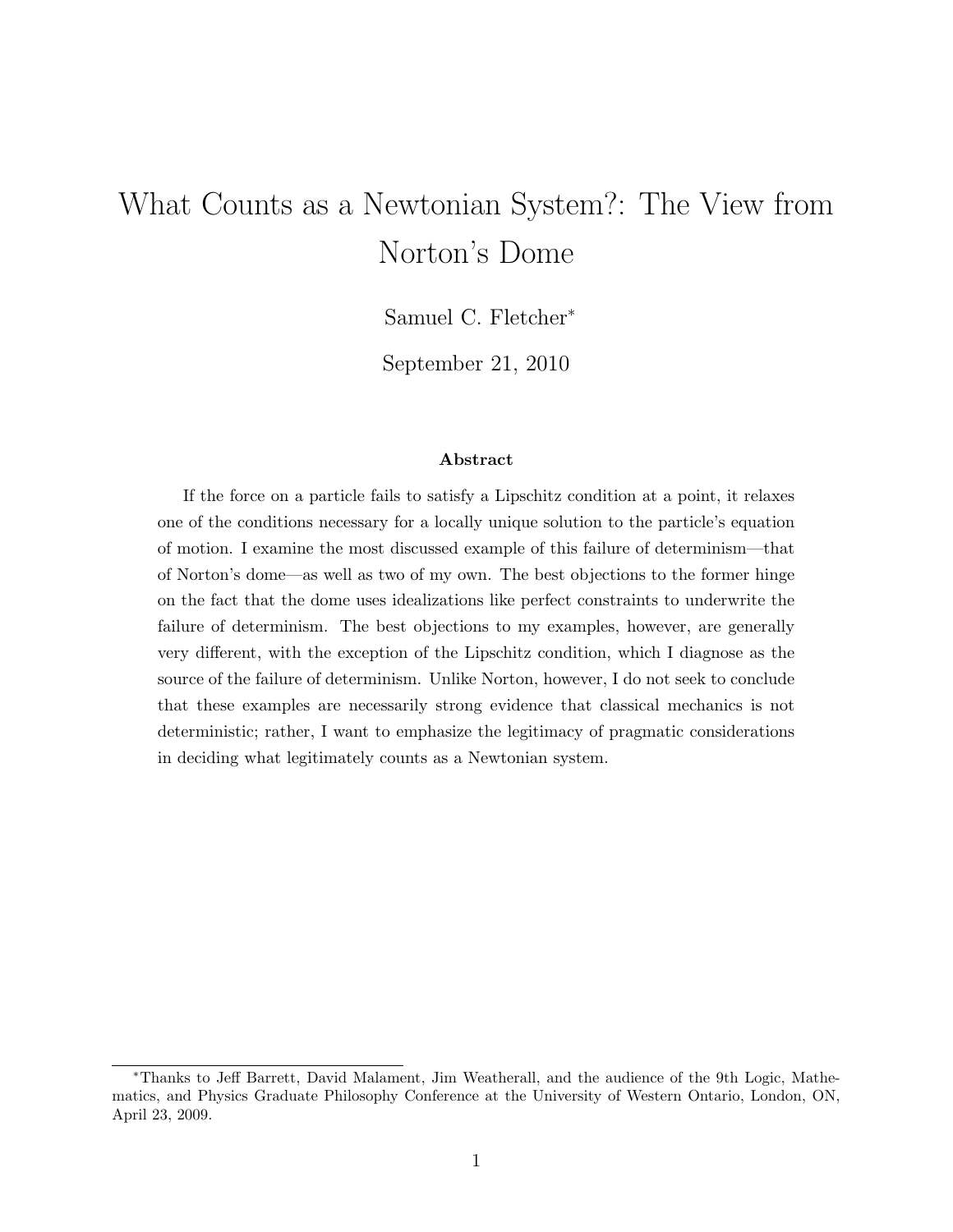# What Counts as a Newtonian System?: The View from Norton's Dome

Samuel C. Fletcher*

September 21, 2010

### Abstract

If the force on a particle fails to satisfy a Lipschitz condition at a point, it relaxes one of the conditions necessary for a locally unique solution to the particle's equation of motion. I examine the most discussed example of this failure of determinism—that of Norton's dome—as well as two of my own. The best objections to the former hinge on the fact that the dome uses idealizations like perfect constraints to underwrite the failure of determinism. The best objections to my examples, however, are generally very different, with the exception of the Lipschitz condition, which I diagnose as the source of the failure of determinism. Unlike Norton, however, I do not seek to conclude that these examples are necessarily strong evidence that classical mechanics is not deterministic; rather, I want to emphasize the legitimacy of pragmatic considerations in deciding what legitimately counts as a Newtonian system.

---

*Thanks to Jeff Barrett, David Malament, Jim Weatherall, and the audience of the 9th Logic, Mathematics, and Physics Graduate Philosophy Conference at the University of Western Ontario, London, ON, April 23, 2009.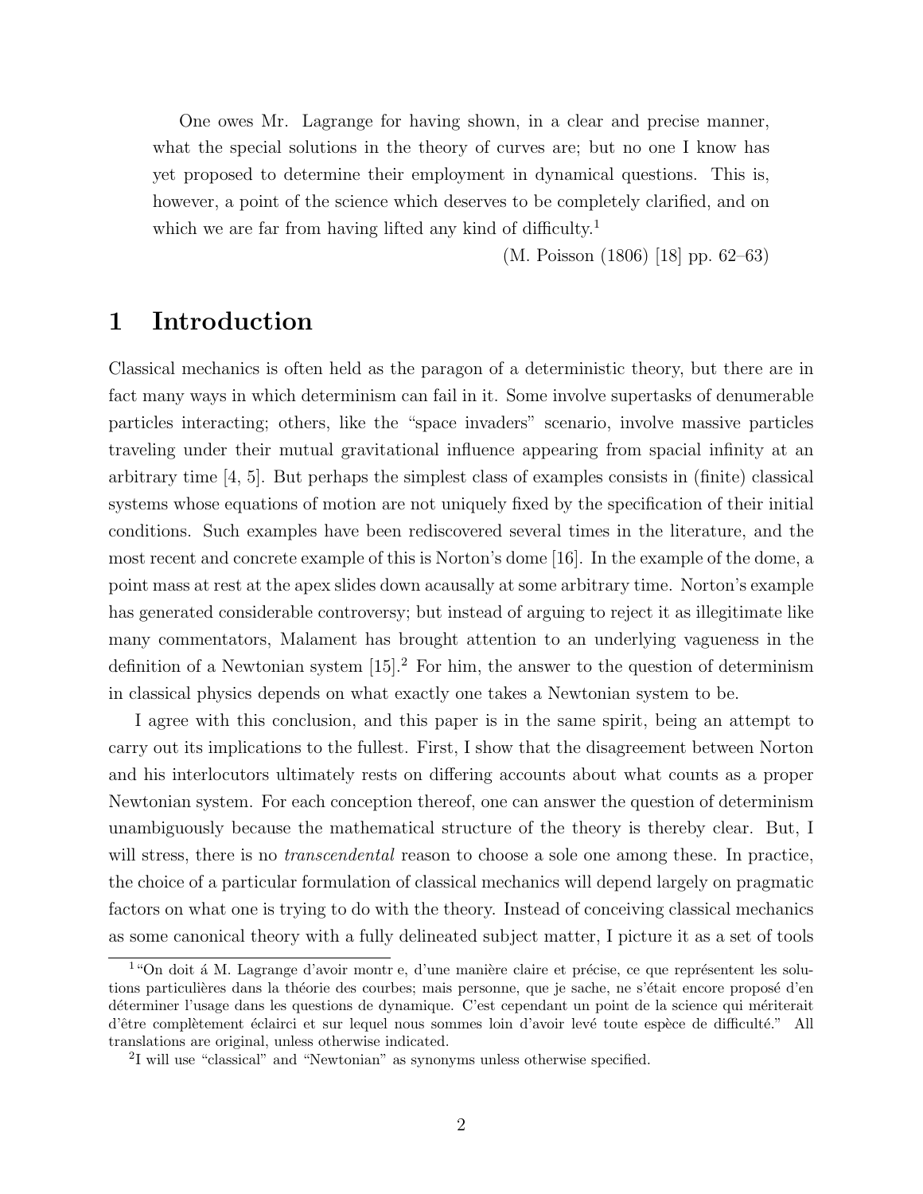> One owes Mr. Lagrange for having shown, in a clear and precise manner, what the special solutions in the theory of curves are; but no one I know has yet proposed to determine their employment in dynamical questions. This is, however, a point of the science which deserves to be completely clarified, and on which we are far from having lifted any kind of difficulty.[1]
>
> (M. Poisson (1806) [18] pp. 62–63)

## 1 Introduction

Classical mechanics is often held as the paragon of a deterministic theory, but there are in fact many ways in which determinism can fail in it. Some involve supertasks of denumerable particles interacting; others, like the "space invaders" scenario, involve massive particles traveling under their mutual gravitational influence appearing from spacial infinity at an arbitrary time [4, 5]. But perhaps the simplest class of examples consists in (finite) classical systems whose equations of motion are not uniquely fixed by the specification of their initial conditions. Such examples have been rediscovered several times in the literature, and the most recent and concrete example of this is Norton's dome [16]. In the example of the dome, a point mass at rest at the apex slides down acausally at some arbitrary time. Norton's example has generated considerable controversy; but instead of arguing to reject it as illegitimate like many commentators, Malament has brought attention to an underlying vagueness in the definition of a Newtonian system [15].[2] For him, the answer to the question of determinism in classical physics depends on what exactly one takes a Newtonian system to be.

I agree with this conclusion, and this paper is in the same spirit, being an attempt to carry out its implications to the fullest. First, I show that the disagreement between Norton and his interlocutors ultimately rests on differing accounts about what counts as a proper Newtonian system. For each conception thereof, one can answer the question of determinism unambiguously because the mathematical structure of the theory is thereby clear. But, I will stress, there is no *transcendental* reason to choose a sole one among these. In practice, the choice of a particular formulation of classical mechanics will depend largely on pragmatic factors on what one is trying to do with the theory. Instead of conceiving classical mechanics as some canonical theory with a fully delineated subject matter, I picture it as a set of tools

[1] "On doit á M. Lagrange d'avoir montr e, d'une manière claire et précise, ce que représentent les solutions particulières dans la théorie des courbes; mais personne, que je sache, ne s'était encore proposé d'en déterminer l'usage dans les questions de dynamique. C'est cependant un point de la science qui mériterait d'être complètement éclairci et sur lequel nous sommes loin d'avoir levé toute espèce de difficulté." All translations are original, unless otherwise indicated.

[2] I will use "classical" and "Newtonian" as synonyms unless otherwise specified.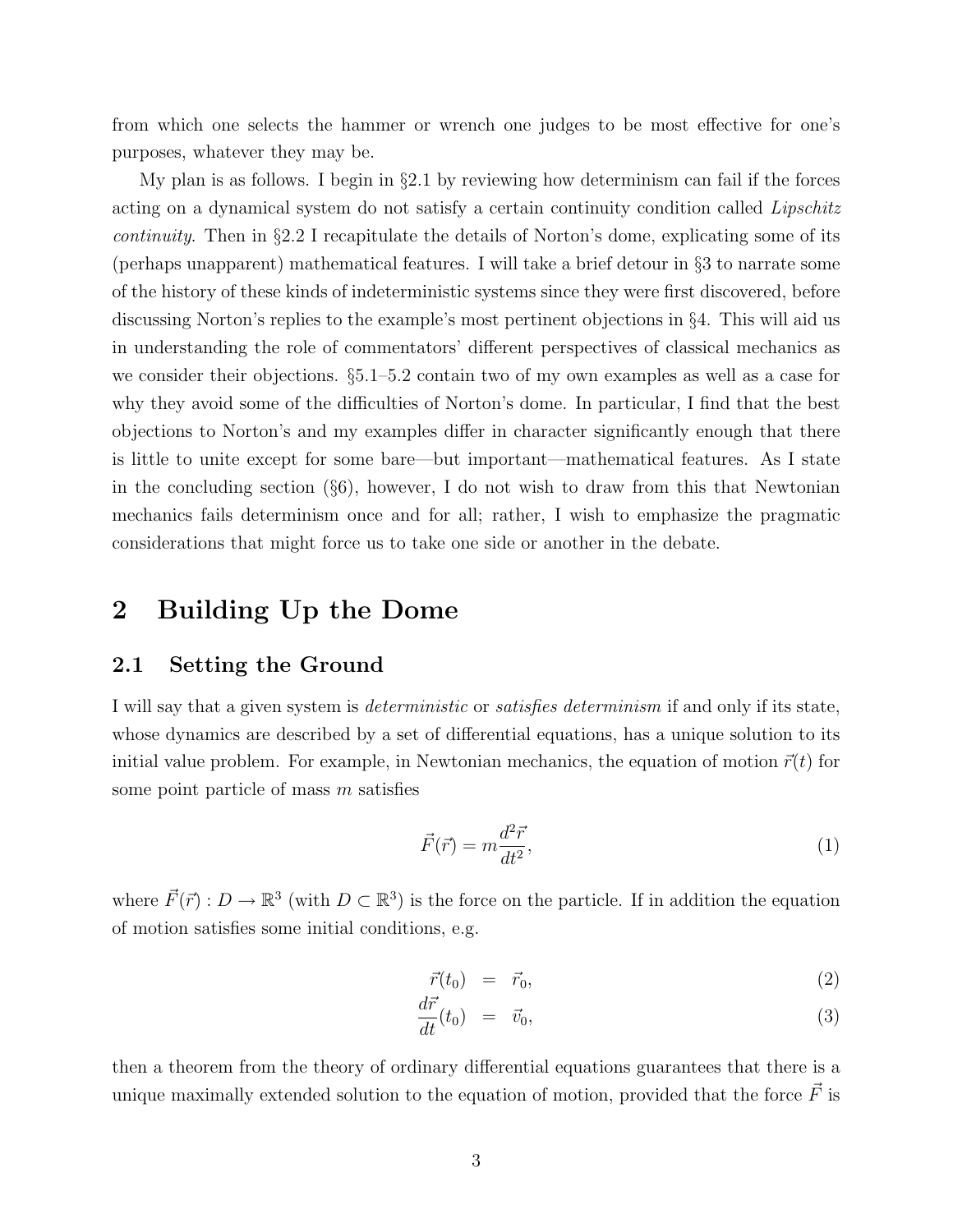from which one selects the hammer or wrench one judges to be most effective for one's purposes, whatever they may be.

My plan is as follows. I begin in §2.1 by reviewing how determinism can fail if the forces acting on a dynamical system do not satisfy a certain continuity condition called *Lipschitz continuity*. Then in §2.2 I recapitulate the details of Norton's dome, explicating some of its (perhaps unapparent) mathematical features. I will take a brief detour in §3 to narrate some of the history of these kinds of indeterministic systems since they were first discovered, before discussing Norton's replies to the example's most pertinent objections in §4. This will aid us in understanding the role of commentators' different perspectives of classical mechanics as we consider their objections. §5.1–5.2 contain two of my own examples as well as a case for why they avoid some of the difficulties of Norton's dome. In particular, I find that the best objections to Norton's and my examples differ in character significantly enough that there is little to unite except for some bare—but important—mathematical features. As I state in the concluding section (§6), however, I do not wish to draw from this that Newtonian mechanics fails determinism once and for all; rather, I wish to emphasize the pragmatic considerations that might force us to take one side or another in the debate.

# 2 Building Up the Dome

## 2.1 Setting the Ground

I will say that a given system is *deterministic* or *satisfies determinism* if and only if its state, whose dynamics are described by a set of differential equations, has a unique solution to its initial value problem. For example, in Newtonian mechanics, the equation of motion $\vec{r}(t)$ for some point particle of mass $m$ satisfies

$$\vec{F}(\vec{r}) = m\frac{d^2\vec{r}}{dt^2}, \tag{1}$$

where $\vec{F}(\vec{r}) : D \to \mathbb{R}^3$ (with $D \subset \mathbb{R}^3$) is the force on the particle. If in addition the equation of motion satisfies some initial conditions, e.g.

$$\vec{r}(t_0) = \vec{r}_0, \tag{2}$$

$$\frac{d\vec{r}}{dt}(t_0) = \vec{v}_0, \tag{3}$$

then a theorem from the theory of ordinary differential equations guarantees that there is a unique maximally extended solution to the equation of motion, provided that the force $\vec{F}$ is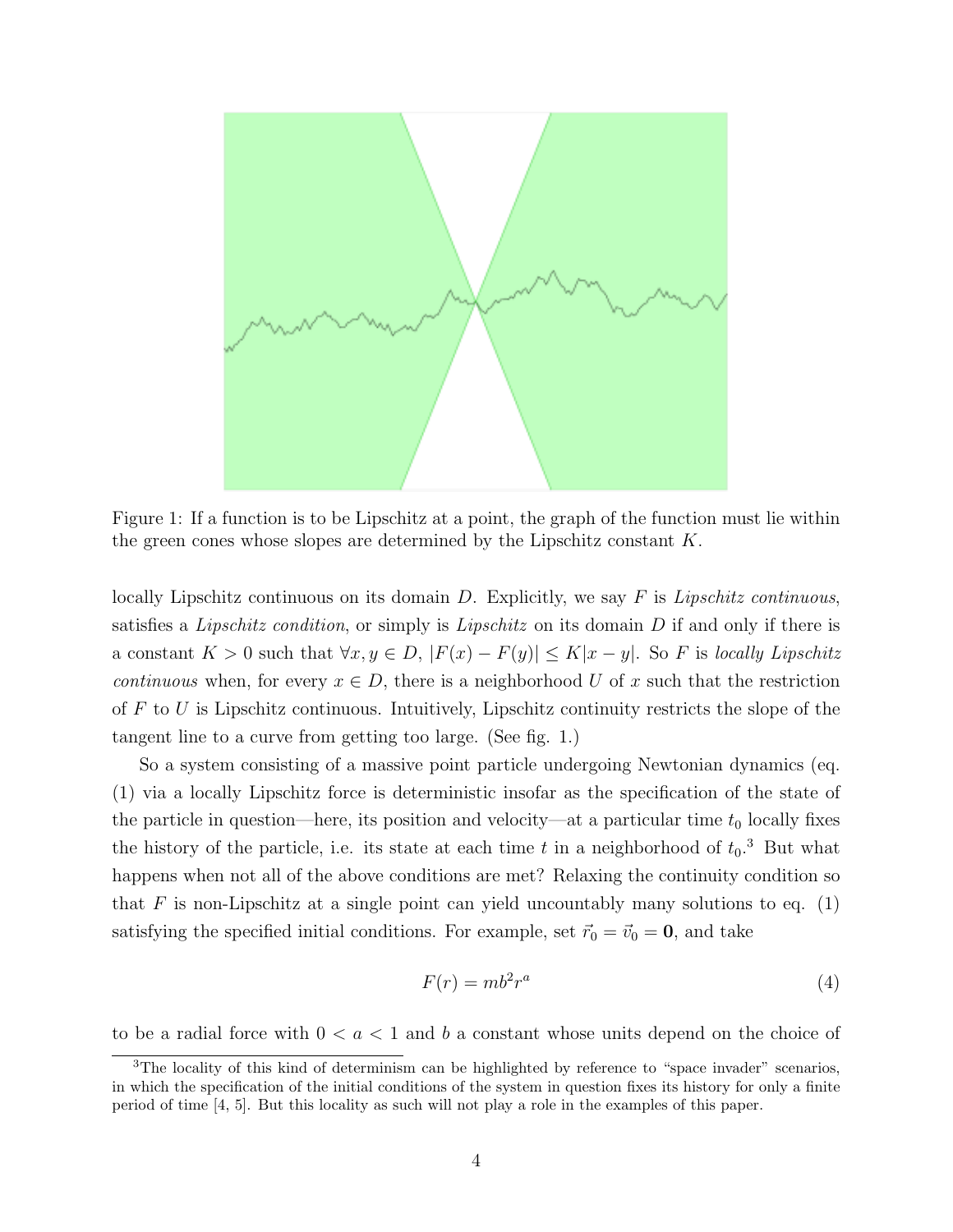Figure 1: If a function is to be Lipschitz at a point, the graph of the function must lie within the green cones whose slopes are determined by the Lipschitz constant $K$.

locally Lipschitz continuous on its domain $D$. Explicitly, we say $F$ is *Lipschitz continuous*, satisfies a *Lipschitz condition*, or simply is *Lipschitz* on its domain $D$ if and only if there is a constant $K > 0$ such that $\forall x, y \in D$, $|F(x) - F(y)| \leq K|x - y|$. So $F$ is *locally Lipschitz continuous* when, for every $x \in D$, there is a neighborhood $U$ of $x$ such that the restriction of $F$ to $U$ is Lipschitz continuous. Intuitively, Lipschitz continuity restricts the slope of the tangent line to a curve from getting too large. (See fig. 1.)

So a system consisting of a massive point particle undergoing Newtonian dynamics (eq. (1) via a locally Lipschitz force is deterministic insofar as the specification of the state of the particle in question—here, its position and velocity—at a particular time $t_0$ locally fixes the history of the particle, i.e. its state at each time $t$ in a neighborhood of $t_0$.[3] But what happens when not all of the above conditions are met? Relaxing the continuity condition so that $F$ is non-Lipschitz at a single point can yield uncountably many solutions to eq. (1) satisfying the specified initial conditions. For example, set $\vec{r}_0 = \vec{v}_0 = \mathbf{0}$, and take

$$F(r) = mb^2 r^a \tag{4}$$

to be a radial force with $0 < a < 1$ and $b$ a constant whose units depend on the choice of

[3] The locality of this kind of determinism can be highlighted by reference to "space invader" scenarios, in which the specification of the initial conditions of the system in question fixes its history for only a finite period of time [4, 5]. But this locality as such will not play a role in the examples of this paper.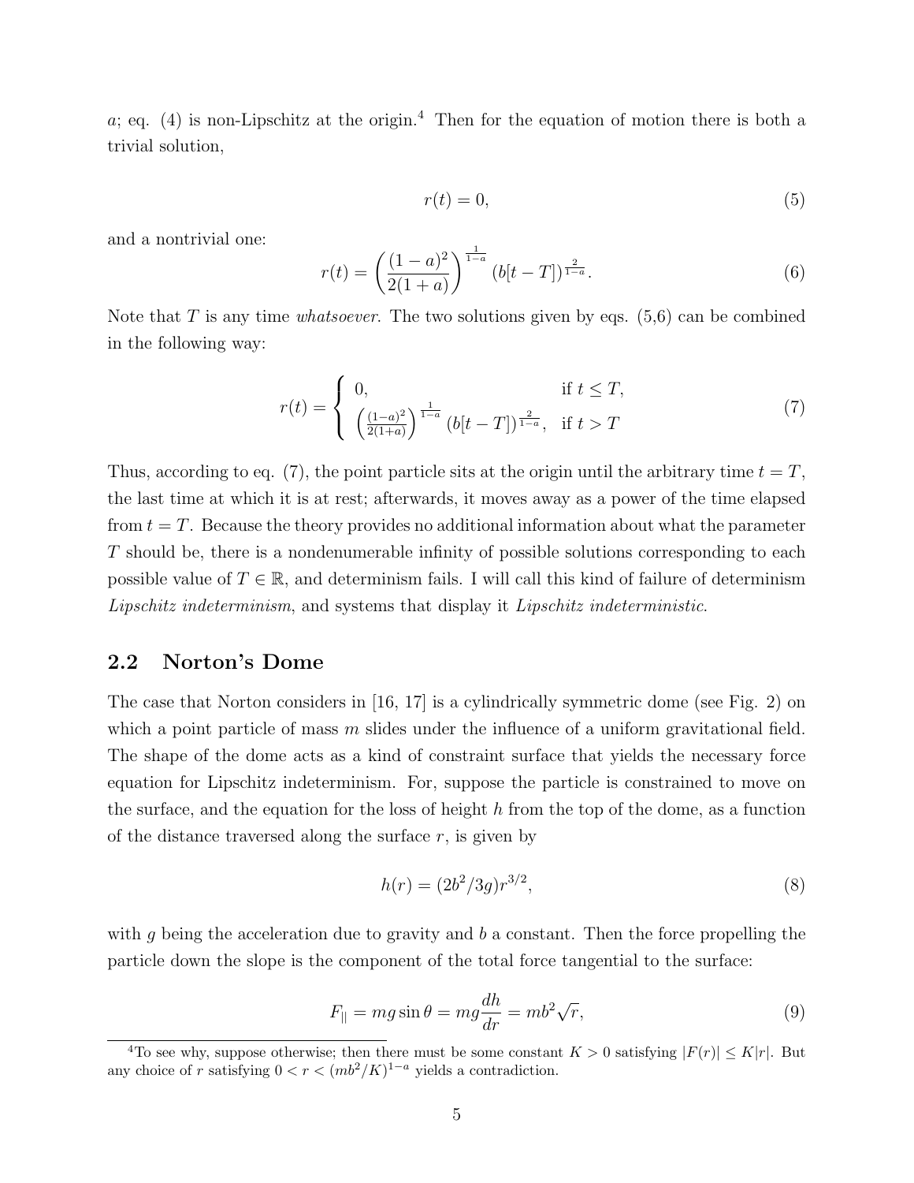$a$; eq. (4) is non-Lipschitz at the origin.[4] Then for the equation of motion there is both a trivial solution,

$$r(t) = 0, \tag{5}$$

and a nontrivial one:

$$r(t) = \left(\frac{(1-a)^2}{2(1+a)}\right)^{\frac{1}{1-a}} (b[t-T])^{\frac{2}{1-a}}. \tag{6}$$

Note that $T$ is any time *whatsoever*. The two solutions given by eqs. (5,6) can be combined in the following way:

$$r(t) = \begin{cases} 0, & \text{if } t \leq T, \\ \left(\frac{(1-a)^2}{2(1+a)}\right)^{\frac{1}{1-a}} (b[t-T])^{\frac{2}{1-a}}, & \text{if } t > T \end{cases} \tag{7}$$

Thus, according to eq. (7), the point particle sits at the origin until the arbitrary time $t = T$, the last time at which it is at rest; afterwards, it moves away as a power of the time elapsed from $t = T$. Because the theory provides no additional information about what the parameter $T$ should be, there is a nondenumerable infinity of possible solutions corresponding to each possible value of $T \in \mathbb{R}$, and determinism fails. I will call this kind of failure of determinism *Lipschitz indeterminism*, and systems that display it *Lipschitz indeterministic.*

## 2.2 Norton's Dome

The case that Norton considers in [16, 17] is a cylindrically symmetric dome (see Fig. 2) on which a point particle of mass $m$ slides under the influence of a uniform gravitational field. The shape of the dome acts as a kind of constraint surface that yields the necessary force equation for Lipschitz indeterminism. For, suppose the particle is constrained to move on the surface, and the equation for the loss of height $h$ from the top of the dome, as a function of the distance traversed along the surface $r$, is given by

$$h(r) = (2b^2/3g)r^{3/2}, \tag{8}$$

with $g$ being the acceleration due to gravity and $b$ a constant. Then the force propelling the particle down the slope is the component of the total force tangential to the surface:

$$F_{||} = mg\sin\theta = mg\frac{dh}{dr} = mb^2\sqrt{r}, \tag{9}$$

[4] To see why, suppose otherwise; then there must be some constant $K > 0$ satisfying $|F(r)| \leq K|r|$. But any choice of $r$ satisfying $0 < r < (mb^2/K)^{1-a}$ yields a contradiction.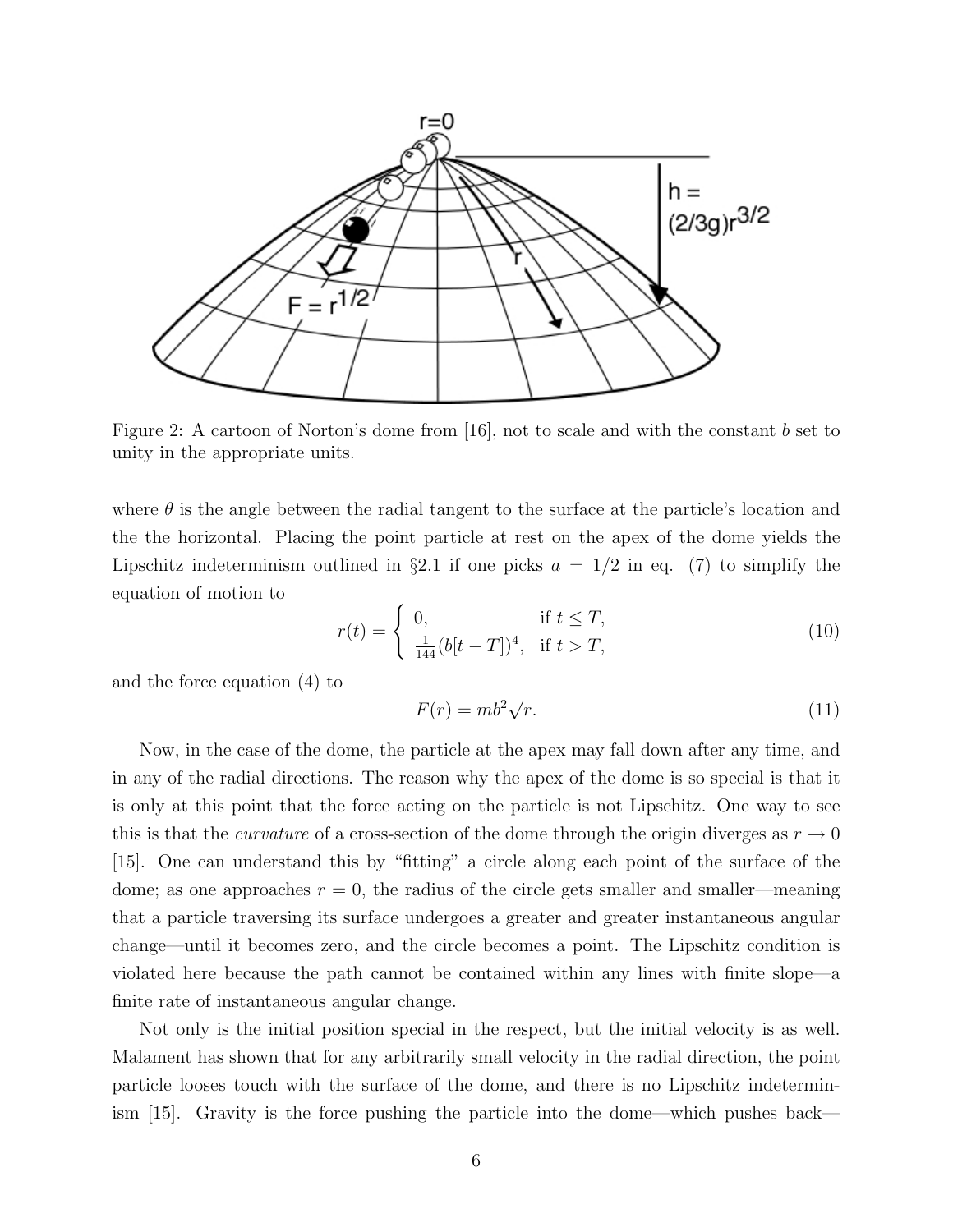Figure 2: A cartoon of Norton's dome from [16], not to scale and with the constant $b$ set to unity in the appropriate units.

where $\theta$ is the angle between the radial tangent to the surface at the particle's location and the the horizontal. Placing the point particle at rest on the apex of the dome yields the Lipschitz indeterminism outlined in §2.1 if one picks $a = 1/2$ in eq. (7) to simplify the equation of motion to

$$r(t) = \begin{cases} 0, & \text{if } t \leq T, \\ \frac{1}{144}(b[t-T])^4, & \text{if } t > T, \end{cases} \tag{10}$$

and the force equation (4) to

$$F(r) = mb^2\sqrt{r}. \tag{11}$$

Now, in the case of the dome, the particle at the apex may fall down after any time, and in any of the radial directions. The reason why the apex of the dome is so special is that it is only at this point that the force acting on the particle is not Lipschitz. One way to see this is that the *curvature* of a cross-section of the dome through the origin diverges as $r \to 0$ [15]. One can understand this by "fitting" a circle along each point of the surface of the dome; as one approaches $r = 0$, the radius of the circle gets smaller and smaller—meaning that a particle traversing its surface undergoes a greater and greater instantaneous angular change—until it becomes zero, and the circle becomes a point. The Lipschitz condition is violated here because the path cannot be contained within any lines with finite slope—a finite rate of instantaneous angular change.

Not only is the initial position special in the respect, but the initial velocity is as well. Malament has shown that for any arbitrarily small velocity in the radial direction, the point particle looses touch with the surface of the dome, and there is no Lipschitz indeterminism [15]. Gravity is the force pushing the particle into the dome—which pushes back—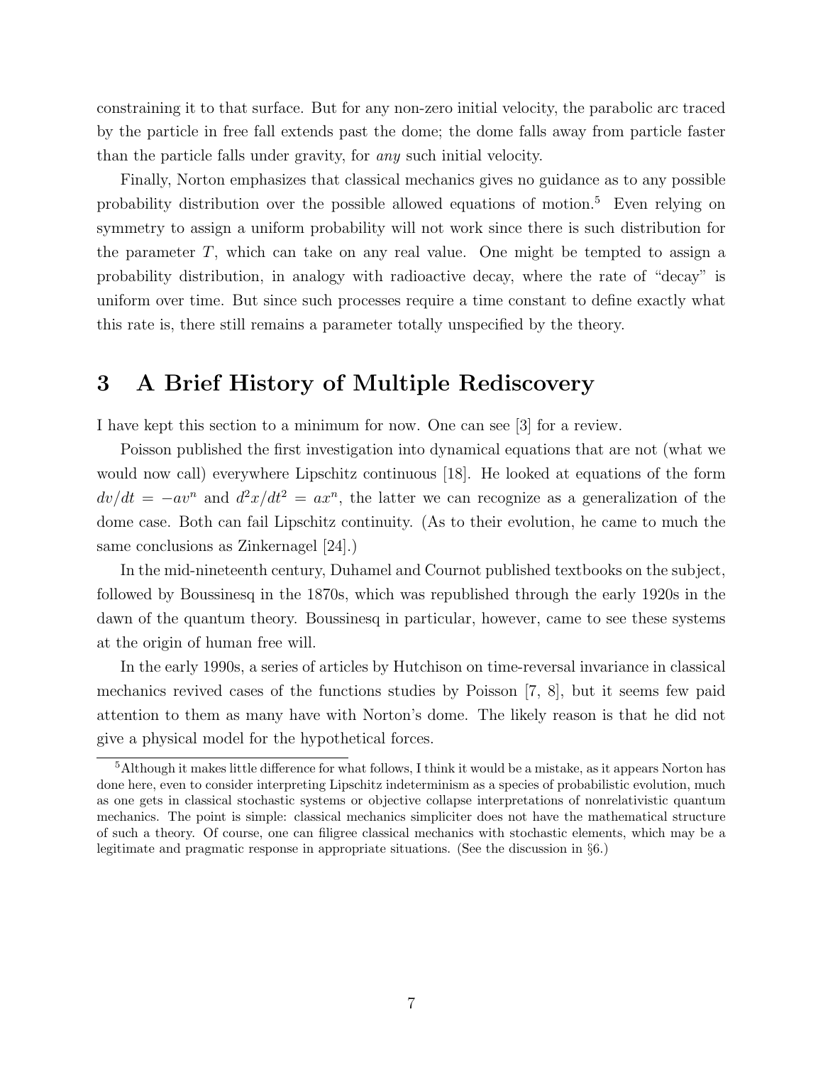constraining it to that surface. But for any non-zero initial velocity, the parabolic arc traced by the particle in free fall extends past the dome; the dome falls away from particle faster than the particle falls under gravity, for *any* such initial velocity.

Finally, Norton emphasizes that classical mechanics gives no guidance as to any possible probability distribution over the possible allowed equations of motion.[5] Even relying on symmetry to assign a uniform probability will not work since there is such distribution for the parameter $T$, which can take on any real value. One might be tempted to assign a probability distribution, in analogy with radioactive decay, where the rate of "decay" is uniform over time. But since such processes require a time constant to define exactly what this rate is, there still remains a parameter totally unspecified by the theory.

# 3 A Brief History of Multiple Rediscovery

I have kept this section to a minimum for now. One can see [3] for a review.

Poisson published the first investigation into dynamical equations that are not (what we would now call) everywhere Lipschitz continuous [18]. He looked at equations of the form $dv/dt = -av^n$ and $d^2x/dt^2 = ax^n$, the latter we can recognize as a generalization of the dome case. Both can fail Lipschitz continuity. (As to their evolution, he came to much the same conclusions as Zinkernagel [24].)

In the mid-nineteenth century, Duhamel and Cournot published textbooks on the subject, followed by Boussinesq in the 1870s, which was republished through the early 1920s in the dawn of the quantum theory. Boussinesq in particular, however, came to see these systems at the origin of human free will.

In the early 1990s, a series of articles by Hutchison on time-reversal invariance in classical mechanics revived cases of the functions studies by Poisson [7, 8], but it seems few paid attention to them as many have with Norton's dome. The likely reason is that he did not give a physical model for the hypothetical forces.

[5] Although it makes little difference for what follows, I think it would be a mistake, as it appears Norton has done here, even to consider interpreting Lipschitz indeterminism as a species of probabilistic evolution, much as one gets in classical stochastic systems or objective collapse interpretations of nonrelativistic quantum mechanics. The point is simple: classical mechanics simpliciter does not have the mathematical structure of such a theory. Of course, one can filigree classical mechanics with stochastic elements, which may be a legitimate and pragmatic response in appropriate situations. (See the discussion in §6.)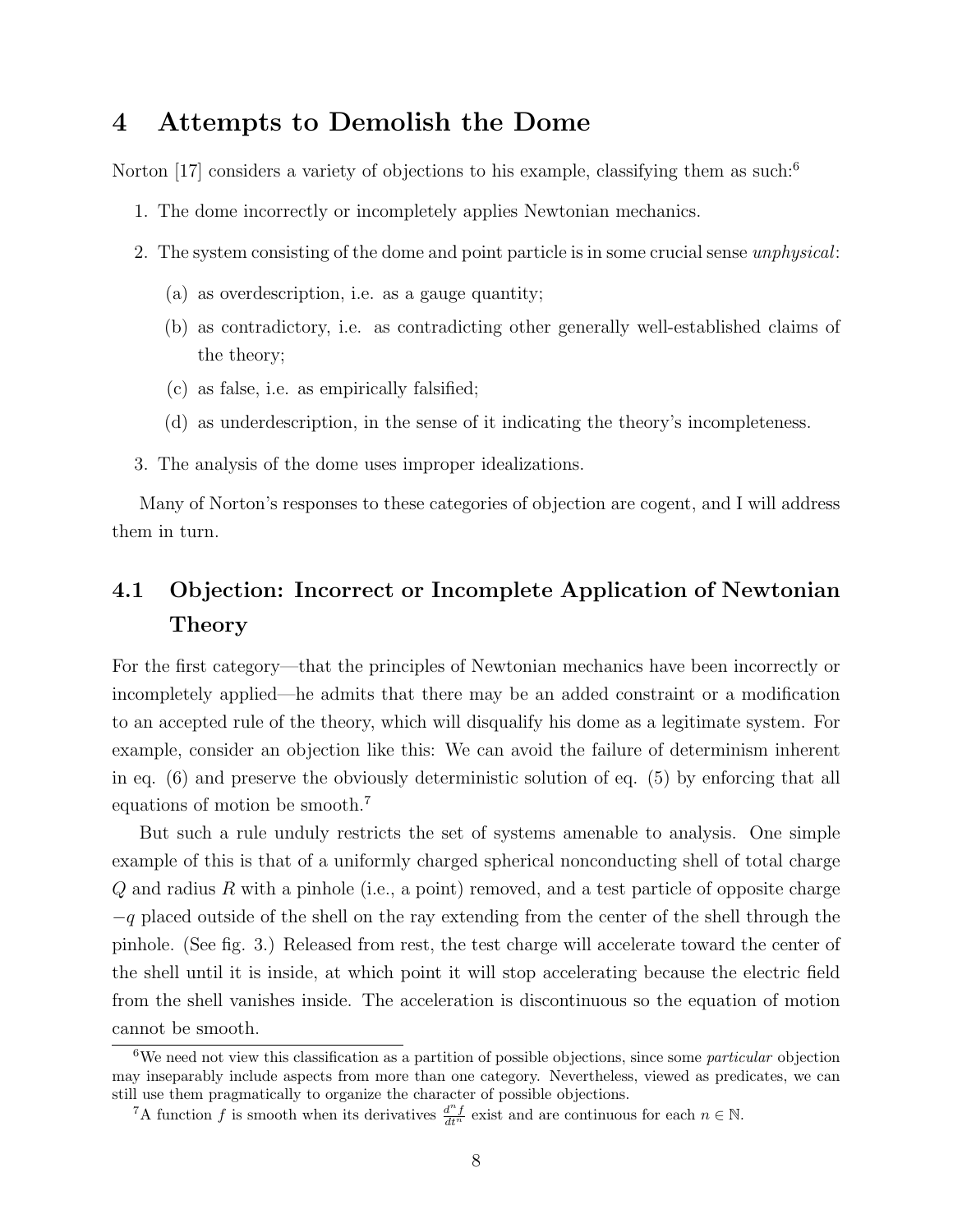# 4 Attempts to Demolish the Dome

Norton [17] considers a variety of objections to his example, classifying them as such:[6]

1. The dome incorrectly or incompletely applies Newtonian mechanics.
2. The system consisting of the dome and point particle is in some crucial sense *unphysical*:
   (a) as overdescription, i.e. as a gauge quantity;
   (b) as contradictory, i.e. as contradicting other generally well-established claims of the theory;
   (c) as false, i.e. as empirically falsified;
   (d) as underdescription, in the sense of it indicating the theory's incompleteness.
3. The analysis of the dome uses improper idealizations.

Many of Norton's responses to these categories of objection are cogent, and I will address them in turn.

## 4.1 Objection: Incorrect or Incomplete Application of Newtonian Theory

For the first category—that the principles of Newtonian mechanics have been incorrectly or incompletely applied—he admits that there may be an added constraint or a modification to an accepted rule of the theory, which will disqualify his dome as a legitimate system. For example, consider an objection like this: We can avoid the failure of determinism inherent in eq. (6) and preserve the obviously deterministic solution of eq. (5) by enforcing that all equations of motion be smooth.[7]

But such a rule unduly restricts the set of systems amenable to analysis. One simple example of this is that of a uniformly charged spherical nonconducting shell of total charge $Q$ and radius $R$ with a pinhole (i.e., a point) removed, and a test particle of opposite charge $-q$ placed outside of the shell on the ray extending from the center of the shell through the pinhole. (See fig. 3.) Released from rest, the test charge will accelerate toward the center of the shell until it is inside, at which point it will stop accelerating because the electric field from the shell vanishes inside. The acceleration is discontinuous so the equation of motion cannot be smooth.

[6] We need not view this classification as a partition of possible objections, since some *particular* objection may inseparably include aspects from more than one category. Nevertheless, viewed as predicates, we can still use them pragmatically to organize the character of possible objections.

[7] A function $f$ is smooth when its derivatives $\frac{d^n f}{dt^n}$ exist and are continuous for each $n \in \mathbb{N}$.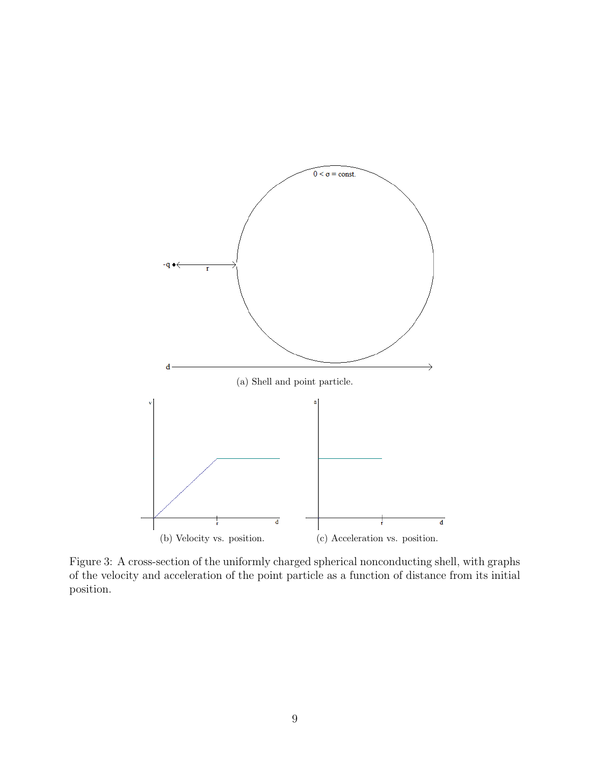(a) Shell and point particle.

(b) Velocity vs. position.

(c) Acceleration vs. position.

Figure 3: A cross-section of the uniformly charged spherical nonconducting shell, with graphs of the velocity and acceleration of the point particle as a function of distance from its initial position.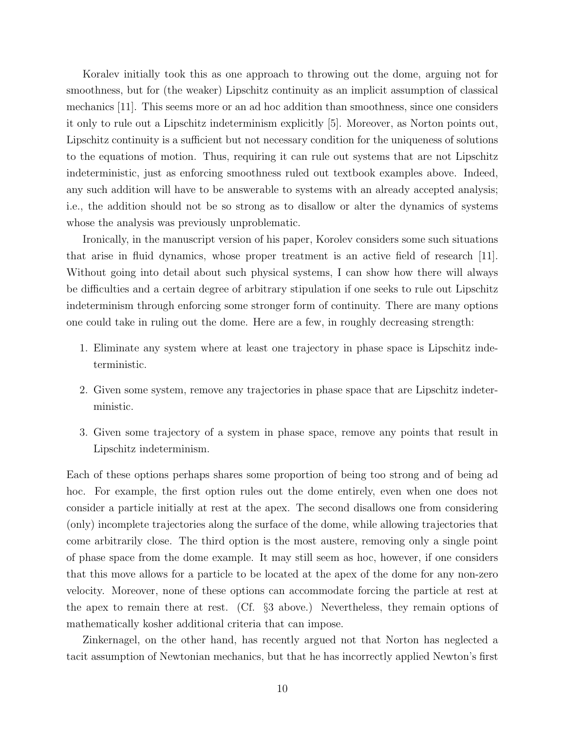Koralev initially took this as one approach to throwing out the dome, arguing not for smoothness, but for (the weaker) Lipschitz continuity as an implicit assumption of classical mechanics [11]. This seems more or an ad hoc addition than smoothness, since one considers it only to rule out a Lipschitz indeterminism explicitly [5]. Moreover, as Norton points out, Lipschitz continuity is a sufficient but not necessary condition for the uniqueness of solutions to the equations of motion. Thus, requiring it can rule out systems that are not Lipschitz indeterministic, just as enforcing smoothness ruled out textbook examples above. Indeed, any such addition will have to be answerable to systems with an already accepted analysis; i.e., the addition should not be so strong as to disallow or alter the dynamics of systems whose the analysis was previously unproblematic.

Ironically, in the manuscript version of his paper, Korolev considers some such situations that arise in fluid dynamics, whose proper treatment is an active field of research [11]. Without going into detail about such physical systems, I can show how there will always be difficulties and a certain degree of arbitrary stipulation if one seeks to rule out Lipschitz indeterminism through enforcing some stronger form of continuity. There are many options one could take in ruling out the dome. Here are a few, in roughly decreasing strength:

1. Eliminate any system where at least one trajectory in phase space is Lipschitz indeterministic.
2. Given some system, remove any trajectories in phase space that are Lipschitz indeterministic.
3. Given some trajectory of a system in phase space, remove any points that result in Lipschitz indeterminism.

Each of these options perhaps shares some proportion of being too strong and of being ad hoc. For example, the first option rules out the dome entirely, even when one does not consider a particle initially at rest at the apex. The second disallows one from considering (only) incomplete trajectories along the surface of the dome, while allowing trajectories that come arbitrarily close. The third option is the most austere, removing only a single point of phase space from the dome example. It may still seem as hoc, however, if one considers that this move allows for a particle to be located at the apex of the dome for any non-zero velocity. Moreover, none of these options can accommodate forcing the particle at rest at the apex to remain there at rest. (Cf. §3 above.) Nevertheless, they remain options of mathematically kosher additional criteria that can impose.

Zinkernagel, on the other hand, has recently argued not that Norton has neglected a tacit assumption of Newtonian mechanics, but that he has incorrectly applied Newton's first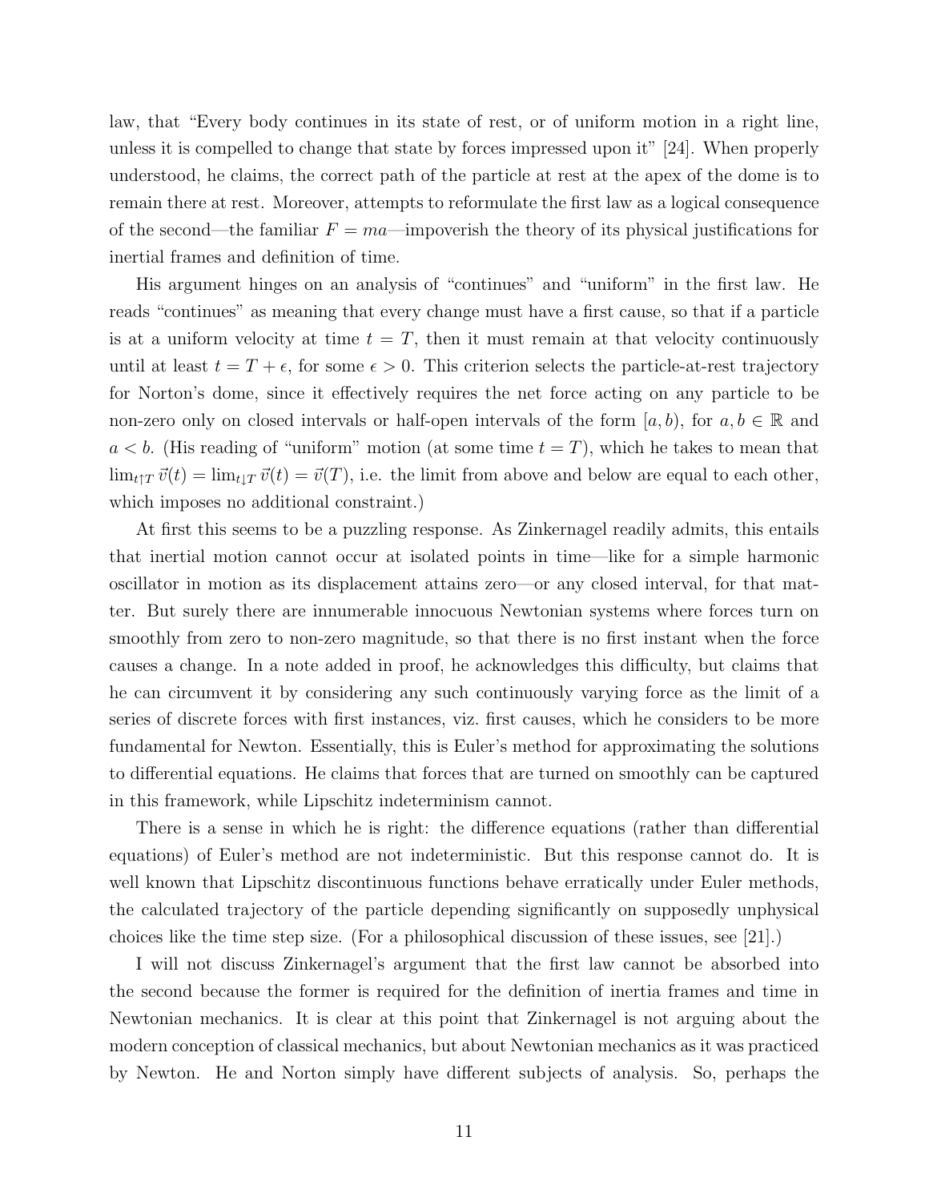law, that "Every body continues in its state of rest, or of uniform motion in a right line, unless it is compelled to change that state by forces impressed upon it" [24]. When properly understood, he claims, the correct path of the particle at rest at the apex of the dome is to remain there at rest. Moreover, attempts to reformulate the first law as a logical consequence of the second—the familiar $F = ma$—impoverish the theory of its physical justifications for inertial frames and definition of time.

His argument hinges on an analysis of "continues" and "uniform" in the first law. He reads "continues" as meaning that every change must have a first cause, so that if a particle is at a uniform velocity at time $t = T$, then it must remain at that velocity continuously until at least $t = T + \epsilon$, for some $\epsilon > 0$. This criterion selects the particle-at-rest trajectory for Norton's dome, since it effectively requires the net force acting on any particle to be non-zero only on closed intervals or half-open intervals of the form $[a, b)$, for $a, b \in \mathbb{R}$ and $a < b$. (His reading of "uniform" motion (at some time $t = T$), which he takes to mean that $\lim_{t \uparrow T} \vec{v}(t) = \lim_{t \downarrow T} \vec{v}(t) = \vec{v}(T)$, i.e. the limit from above and below are equal to each other, which imposes no additional constraint.)

At first this seems to be a puzzling response. As Zinkernagel readily admits, this entails that inertial motion cannot occur at isolated points in time—like for a simple harmonic oscillator in motion as its displacement attains zero—or any closed interval, for that matter. But surely there are innumerable innocuous Newtonian systems where forces turn on smoothly from zero to non-zero magnitude, so that there is no first instant when the force causes a change. In a note added in proof, he acknowledges this difficulty, but claims that he can circumvent it by considering any such continuously varying force as the limit of a series of discrete forces with first instances, viz. first causes, which he considers to be more fundamental for Newton. Essentially, this is Euler's method for approximating the solutions to differential equations. He claims that forces that are turned on smoothly can be captured in this framework, while Lipschitz indeterminism cannot.

There is a sense in which he is right: the difference equations (rather than differential equations) of Euler's method are not indeterministic. But this response cannot do. It is well known that Lipschitz discontinuous functions behave erratically under Euler methods, the calculated trajectory of the particle depending significantly on supposedly unphysical choices like the time step size. (For a philosophical discussion of these issues, see [21].)

I will not discuss Zinkernagel's argument that the first law cannot be absorbed into the second because the former is required for the definition of inertia frames and time in Newtonian mechanics. It is clear at this point that Zinkernagel is not arguing about the modern conception of classical mechanics, but about Newtonian mechanics as it was practiced by Newton. He and Norton simply have different subjects of analysis. So, perhaps the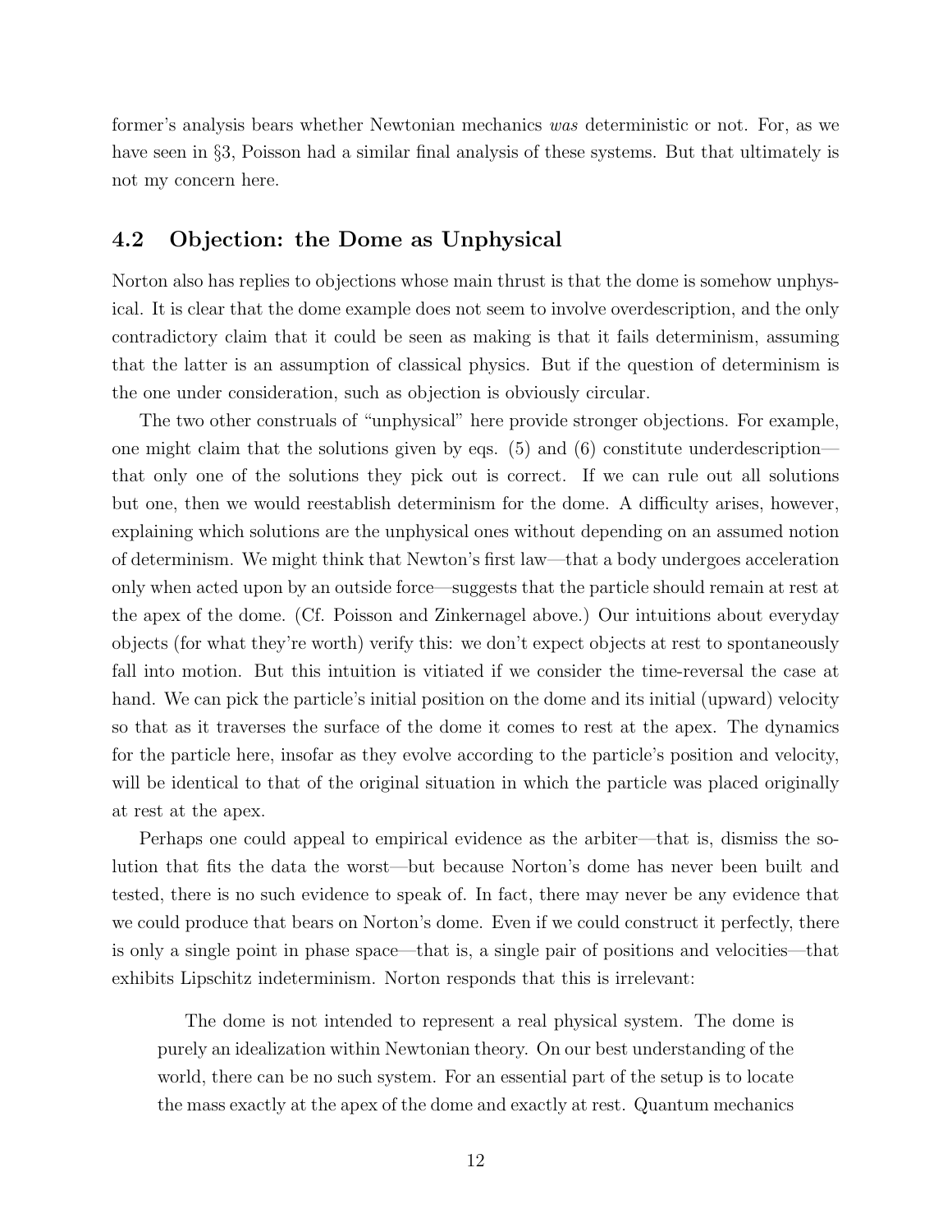former's analysis bears whether Newtonian mechanics *was* deterministic or not. For, as we have seen in §3, Poisson had a similar final analysis of these systems. But that ultimately is not my concern here.

### 4.2 Objection: the Dome as Unphysical

Norton also has replies to objections whose main thrust is that the dome is somehow unphysical. It is clear that the dome example does not seem to involve overdescription, and the only contradictory claim that it could be seen as making is that it fails determinism, assuming that the latter is an assumption of classical physics. But if the question of determinism is the one under consideration, such as objection is obviously circular.

The two other construals of "unphysical" here provide stronger objections. For example, one might claim that the solutions given by eqs. (5) and (6) constitute underdescription—that only one of the solutions they pick out is correct. If we can rule out all solutions but one, then we would reestablish determinism for the dome. A difficulty arises, however, explaining which solutions are the unphysical ones without depending on an assumed notion of determinism. We might think that Newton's first law—that a body undergoes acceleration only when acted upon by an outside force—suggests that the particle should remain at rest at the apex of the dome. (Cf. Poisson and Zinkernagel above.) Our intuitions about everyday objects (for what they're worth) verify this: we don't expect objects at rest to spontaneously fall into motion. But this intuition is vitiated if we consider the time-reversal the case at hand. We can pick the particle's initial position on the dome and its initial (upward) velocity so that as it traverses the surface of the dome it comes to rest at the apex. The dynamics for the particle here, insofar as they evolve according to the particle's position and velocity, will be identical to that of the original situation in which the particle was placed originally at rest at the apex.

Perhaps one could appeal to empirical evidence as the arbiter—that is, dismiss the solution that fits the data the worst—but because Norton's dome has never been built and tested, there is no such evidence to speak of. In fact, there may never be any evidence that we could produce that bears on Norton's dome. Even if we could construct it perfectly, there is only a single point in phase space—that is, a single pair of positions and velocities—that exhibits Lipschitz indeterminism. Norton responds that this is irrelevant:

> The dome is not intended to represent a real physical system. The dome is purely an idealization within Newtonian theory. On our best understanding of the world, there can be no such system. For an essential part of the setup is to locate the mass exactly at the apex of the dome and exactly at rest. Quantum mechanics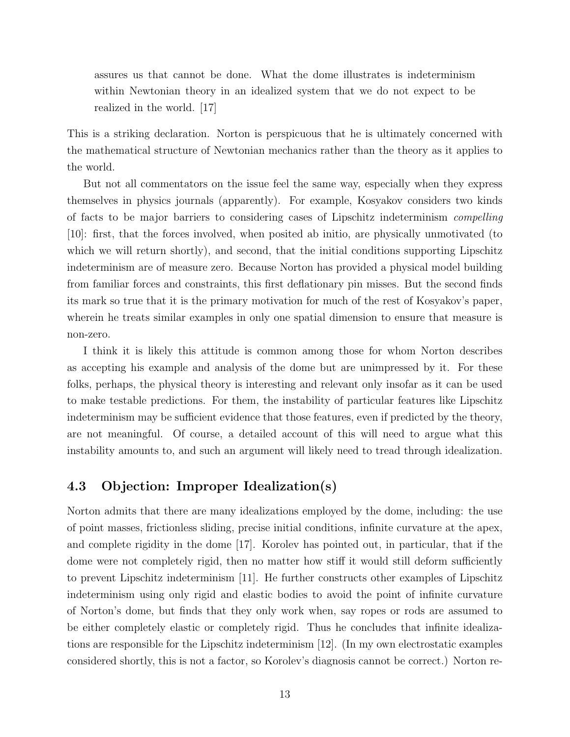> assures us that cannot be done. What the dome illustrates is indeterminism within Newtonian theory in an idealized system that we do not expect to be realized in the world. [17]

This is a striking declaration. Norton is perspicuous that he is ultimately concerned with the mathematical structure of Newtonian mechanics rather than the theory as it applies to the world.

But not all commentators on the issue feel the same way, especially when they express themselves in physics journals (apparently). For example, Kosyakov considers two kinds of facts to be major barriers to considering cases of Lipschitz indeterminism *compelling* [10]: first, that the forces involved, when posited ab initio, are physically unmotivated (to which we will return shortly), and second, that the initial conditions supporting Lipschitz indeterminism are of measure zero. Because Norton has provided a physical model building from familiar forces and constraints, this first deflationary pin misses. But the second finds its mark so true that it is the primary motivation for much of the rest of Kosyakov's paper, wherein he treats similar examples in only one spatial dimension to ensure that measure is non-zero.

I think it is likely this attitude is common among those for whom Norton describes as accepting his example and analysis of the dome but are unimpressed by it. For these folks, perhaps, the physical theory is interesting and relevant only insofar as it can be used to make testable predictions. For them, the instability of particular features like Lipschitz indeterminism may be sufficient evidence that those features, even if predicted by the theory, are not meaningful. Of course, a detailed account of this will need to argue what this instability amounts to, and such an argument will likely need to tread through idealization.

### 4.3 Objection: Improper Idealization(s)

Norton admits that there are many idealizations employed by the dome, including: the use of point masses, frictionless sliding, precise initial conditions, infinite curvature at the apex, and complete rigidity in the dome [17]. Korolev has pointed out, in particular, that if the dome were not completely rigid, then no matter how stiff it would still deform sufficiently to prevent Lipschitz indeterminism [11]. He further constructs other examples of Lipschitz indeterminism using only rigid and elastic bodies to avoid the point of infinite curvature of Norton's dome, but finds that they only work when, say ropes or rods are assumed to be either completely elastic or completely rigid. Thus he concludes that infinite idealizations are responsible for the Lipschitz indeterminism [12]. (In my own electrostatic examples considered shortly, this is not a factor, so Korolev's diagnosis cannot be correct.) Norton re-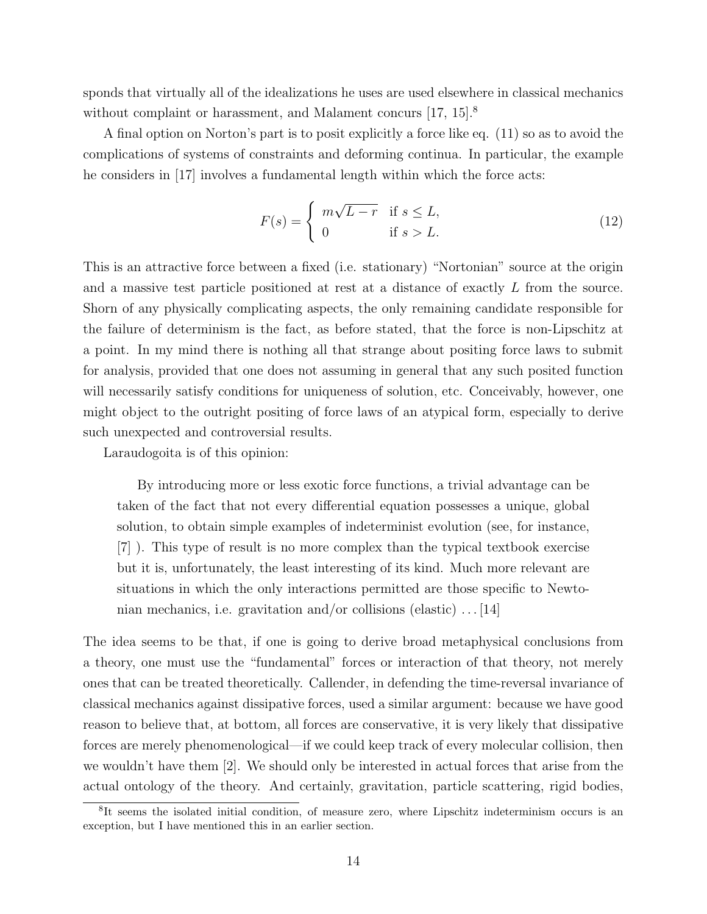sponds that virtually all of the idealizations he uses are used elsewhere in classical mechanics without complaint or harassment, and Malament concurs [17, 15].[8]

A final option on Norton's part is to posit explicitly a force like eq. (11) so as to avoid the complications of systems of constraints and deforming continua. In particular, the example he considers in [17] involves a fundamental length within which the force acts:

$$F(s) = \begin{cases} m\sqrt{L-r} & \text{if } s \leq L, \\ 0 & \text{if } s > L. \end{cases} \tag{12}$$

This is an attractive force between a fixed (i.e. stationary) "Nortonian" source at the origin and a massive test particle positioned at rest at a distance of exactly $L$ from the source. Shorn of any physically complicating aspects, the only remaining candidate responsible for the failure of determinism is the fact, as before stated, that the force is non-Lipschitz at a point. In my mind there is nothing all that strange about positing force laws to submit for analysis, provided that one does not assuming in general that any such posited function will necessarily satisfy conditions for uniqueness of solution, etc. Conceivably, however, one might object to the outright positing of force laws of an atypical form, especially to derive such unexpected and controversial results.

Laraudogoita is of this opinion:

> By introducing more or less exotic force functions, a trivial advantage can be taken of the fact that not every differential equation possesses a unique, global solution, to obtain simple examples of indeterminist evolution (see, for instance, [7] ). This type of result is no more complex than the typical textbook exercise but it is, unfortunately, the least interesting of its kind. Much more relevant are situations in which the only interactions permitted are those specific to Newtonian mechanics, i.e. gravitation and/or collisions (elastic) . . . [14]

The idea seems to be that, if one is going to derive broad metaphysical conclusions from a theory, one must use the "fundamental" forces or interaction of that theory, not merely ones that can be treated theoretically. Callender, in defending the time-reversal invariance of classical mechanics against dissipative forces, used a similar argument: because we have good reason to believe that, at bottom, all forces are conservative, it is very likely that dissipative forces are merely phenomenological—if we could keep track of every molecular collision, then we wouldn't have them [2]. We should only be interested in actual forces that arise from the actual ontology of the theory. And certainly, gravitation, particle scattering, rigid bodies,

[8] It seems the isolated initial condition, of measure zero, where Lipschitz indeterminism occurs is an exception, but I have mentioned this in an earlier section.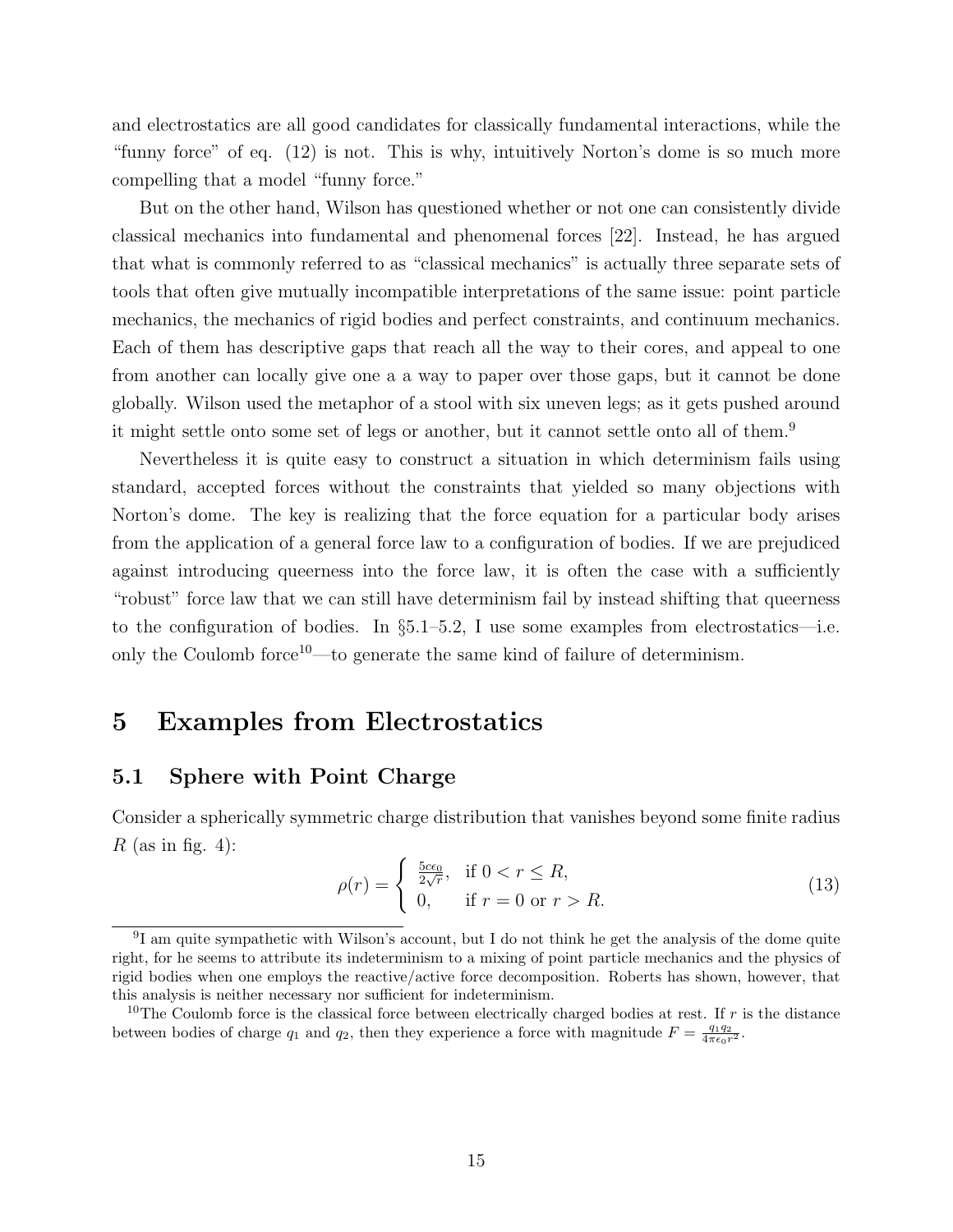and electrostatics are all good candidates for classically fundamental interactions, while the "funny force" of eq. (12) is not. This is why, intuitively Norton's dome is so much more compelling that a model "funny force."

But on the other hand, Wilson has questioned whether or not one can consistently divide classical mechanics into fundamental and phenomenal forces [22]. Instead, he has argued that what is commonly referred to as "classical mechanics" is actually three separate sets of tools that often give mutually incompatible interpretations of the same issue: point particle mechanics, the mechanics of rigid bodies and perfect constraints, and continuum mechanics. Each of them has descriptive gaps that reach all the way to their cores, and appeal to one from another can locally give one a a way to paper over those gaps, but it cannot be done globally. Wilson used the metaphor of a stool with six uneven legs; as it gets pushed around it might settle onto some set of legs or another, but it cannot settle onto all of them.[9]

Nevertheless it is quite easy to construct a situation in which determinism fails using standard, accepted forces without the constraints that yielded so many objections with Norton's dome. The key is realizing that the force equation for a particular body arises from the application of a general force law to a configuration of bodies. If we are prejudiced against introducing queerness into the force law, it is often the case with a sufficiently "robust" force law that we can still have determinism fail by instead shifting that queerness to the configuration of bodies. In §5.1–5.2, I use some examples from electrostatics—i.e. only the Coulomb force[10]—to generate the same kind of failure of determinism.

# 5 Examples from Electrostatics

## 5.1 Sphere with Point Charge

Consider a spherically symmetric charge distribution that vanishes beyond some finite radius $R$ (as in fig. 4):

$$\rho(r) = \begin{cases} \frac{5c\epsilon_0}{2\sqrt{r}}, & \text{if } 0 < r \leq R, \\ 0, & \text{if } r = 0 \text{ or } r > R. \end{cases} \tag{13}$$

[9] I am quite sympathetic with Wilson's account, but I do not think he get the analysis of the dome quite right, for he seems to attribute its indeterminism to a mixing of point particle mechanics and the physics of rigid bodies when one employs the reactive/active force decomposition. Roberts has shown, however, that this analysis is neither necessary nor sufficient for indeterminism.

[10] The Coulomb force is the classical force between electrically charged bodies at rest. If $r$ is the distance between bodies of charge $q_1$ and $q_2$, then they experience a force with magnitude $F = \frac{q_1 q_2}{4\pi\epsilon_0 r^2}$.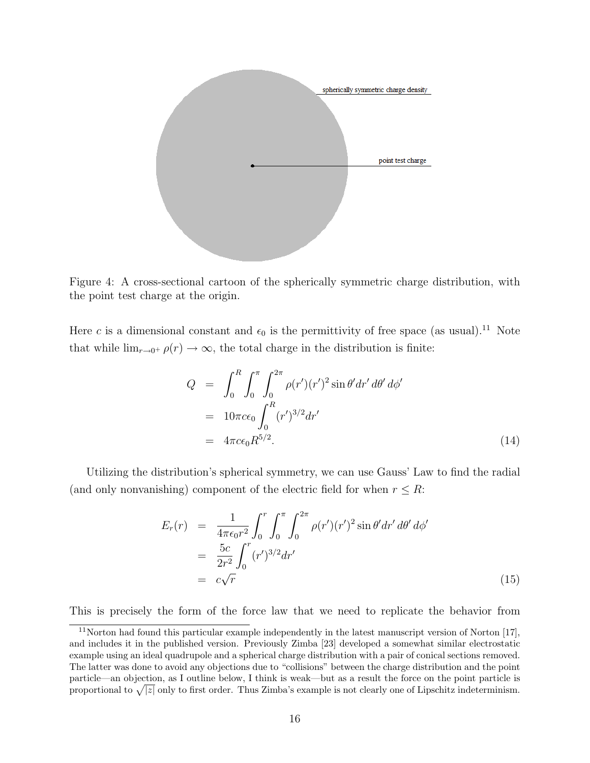Figure 4: A cross-sectional cartoon of the spherically symmetric charge distribution, with the point test charge at the origin.

Here $c$ is a dimensional constant and $\epsilon_0$ is the permittivity of free space (as usual).[11] Note that while $\lim_{r\to 0^+} \rho(r) \to \infty$, the total charge in the distribution is finite:

$$
\begin{aligned}
Q &= \int_0^R \int_0^\pi \int_0^{2\pi} \rho(r')(r')^2 \sin\theta' dr'\, d\theta'\, d\phi' \\
&= 10\pi c\epsilon_0 \int_0^R (r')^{3/2} dr' \\
&= 4\pi c\epsilon_0 R^{5/2}. \qquad (14)
\end{aligned}
$$

Utilizing the distribution's spherical symmetry, we can use Gauss' Law to find the radial (and only nonvanishing) component of the electric field for when $r \leq R$:

$$
\begin{aligned}
E_r(r) &= \frac{1}{4\pi\epsilon_0 r^2} \int_0^r \int_0^\pi \int_0^{2\pi} \rho(r')(r')^2 \sin\theta' dr'\, d\theta'\, d\phi' \\
&= \frac{5c}{2r^2} \int_0^r (r')^{3/2} dr' \\
&= c\sqrt{r} \qquad (15)
\end{aligned}
$$

This is precisely the form of the force law that we need to replicate the behavior from

[11] Norton had found this particular example independently in the latest manuscript version of Norton [17], and includes it in the published version. Previously Zimba [23] developed a somewhat similar electrostatic example using an ideal quadrupole and a spherical charge distribution with a pair of conical sections removed. The latter was done to avoid any objections due to "collisions" between the charge distribution and the point particle—an objection, as I outline below, I think is weak—but as a result the force on the point particle is proportional to $\sqrt{|z|}$ only to first order. Thus Zimba's example is not clearly one of Lipschitz indeterminism.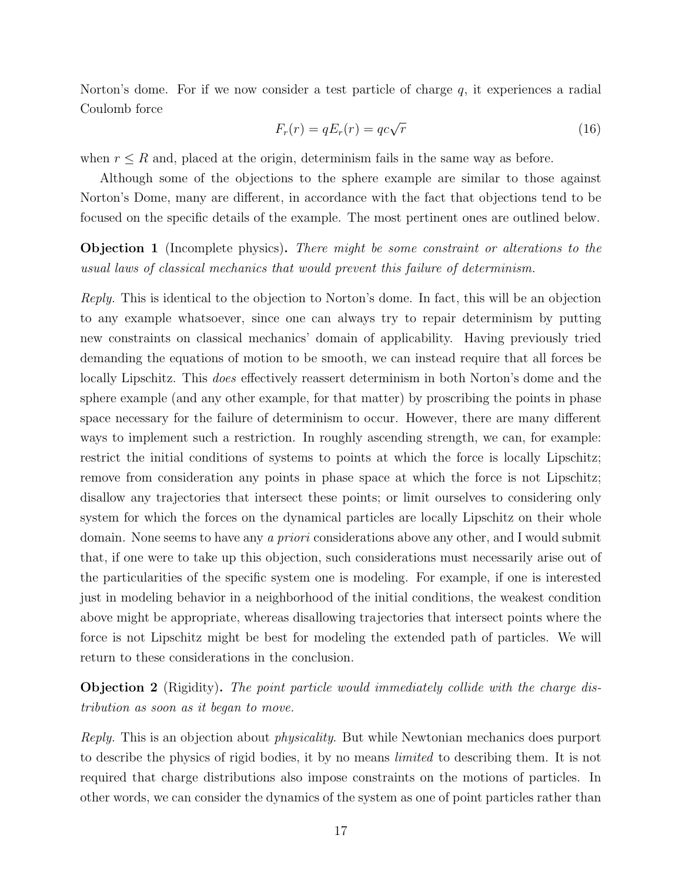Norton's dome. For if we now consider a test particle of charge $q$, it experiences a radial Coulomb force

$$F_r(r) = qE_r(r) = qc\sqrt{r} \tag{16}$$

when $r \leq R$ and, placed at the origin, determinism fails in the same way as before.

Although some of the objections to the sphere example are similar to those against Norton's Dome, many are different, in accordance with the fact that objections tend to be focused on the specific details of the example. The most pertinent ones are outlined below.

**Objection 1** (Incomplete physics)**.** *There might be some constraint or alterations to the usual laws of classical mechanics that would prevent this failure of determinism.*

*Reply.* This is identical to the objection to Norton's dome. In fact, this will be an objection to any example whatsoever, since one can always try to repair determinism by putting new constraints on classical mechanics' domain of applicability. Having previously tried demanding the equations of motion to be smooth, we can instead require that all forces be locally Lipschitz. This *does* effectively reassert determinism in both Norton's dome and the sphere example (and any other example, for that matter) by proscribing the points in phase space necessary for the failure of determinism to occur. However, there are many different ways to implement such a restriction. In roughly ascending strength, we can, for example: restrict the initial conditions of systems to points at which the force is locally Lipschitz; remove from consideration any points in phase space at which the force is not Lipschitz; disallow any trajectories that intersect these points; or limit ourselves to considering only system for which the forces on the dynamical particles are locally Lipschitz on their whole domain. None seems to have any *a priori* considerations above any other, and I would submit that, if one were to take up this objection, such considerations must necessarily arise out of the particularities of the specific system one is modeling. For example, if one is interested just in modeling behavior in a neighborhood of the initial conditions, the weakest condition above might be appropriate, whereas disallowing trajectories that intersect points where the force is not Lipschitz might be best for modeling the extended path of particles. We will return to these considerations in the conclusion.

**Objection 2** (Rigidity)**.** *The point particle would immediately collide with the charge distribution as soon as it began to move.*

*Reply.* This is an objection about *physicality*. But while Newtonian mechanics does purport to describe the physics of rigid bodies, it by no means *limited* to describing them. It is not required that charge distributions also impose constraints on the motions of particles. In other words, we can consider the dynamics of the system as one of point particles rather than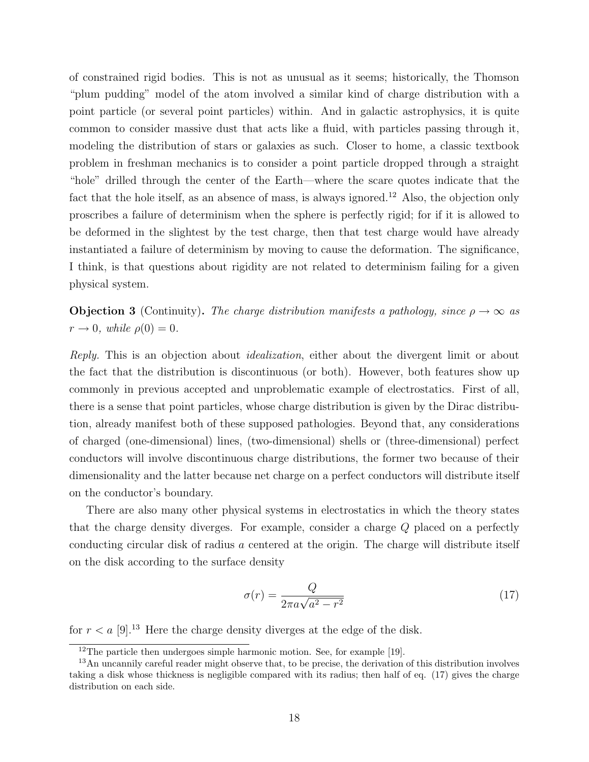of constrained rigid bodies. This is not as unusual as it seems; historically, the Thomson "plum pudding" model of the atom involved a similar kind of charge distribution with a point particle (or several point particles) within. And in galactic astrophysics, it is quite common to consider massive dust that acts like a fluid, with particles passing through it, modeling the distribution of stars or galaxies as such. Closer to home, a classic textbook problem in freshman mechanics is to consider a point particle dropped through a straight "hole" drilled through the center of the Earth—where the scare quotes indicate that the fact that the hole itself, as an absence of mass, is always ignored.[12] Also, the objection only proscribes a failure of determinism when the sphere is perfectly rigid; for if it is allowed to be deformed in the slightest by the test charge, then that test charge would have already instantiated a failure of determinism by moving to cause the deformation. The significance, I think, is that questions about rigidity are not related to determinism failing for a given physical system.

**Objection 3** (Continuity)**.** *The charge distribution manifests a pathology, since $\rho \to \infty$ as $r \to 0$, while $\rho(0) = 0$.*

*Reply.* This is an objection about *idealization*, either about the divergent limit or about the fact that the distribution is discontinuous (or both). However, both features show up commonly in previous accepted and unproblematic example of electrostatics. First of all, there is a sense that point particles, whose charge distribution is given by the Dirac distribution, already manifest both of these supposed pathologies. Beyond that, any considerations of charged (one-dimensional) lines, (two-dimensional) shells or (three-dimensional) perfect conductors will involve discontinuous charge distributions, the former two because of their dimensionality and the latter because net charge on a perfect conductors will distribute itself on the conductor's boundary.

There are also many other physical systems in electrostatics in which the theory states that the charge density diverges. For example, consider a charge $Q$ placed on a perfectly conducting circular disk of radius $a$ centered at the origin. The charge will distribute itself on the disk according to the surface density

$$\sigma(r) = \frac{Q}{2\pi a\sqrt{a^2 - r^2}} \tag{17}$$

for $r < a$ [9].[13] Here the charge density diverges at the edge of the disk.

---

[12] The particle then undergoes simple harmonic motion. See, for example [19].

[13] An uncannily careful reader might observe that, to be precise, the derivation of this distribution involves taking a disk whose thickness is negligible compared with its radius; then half of eq. (17) gives the charge distribution on each side.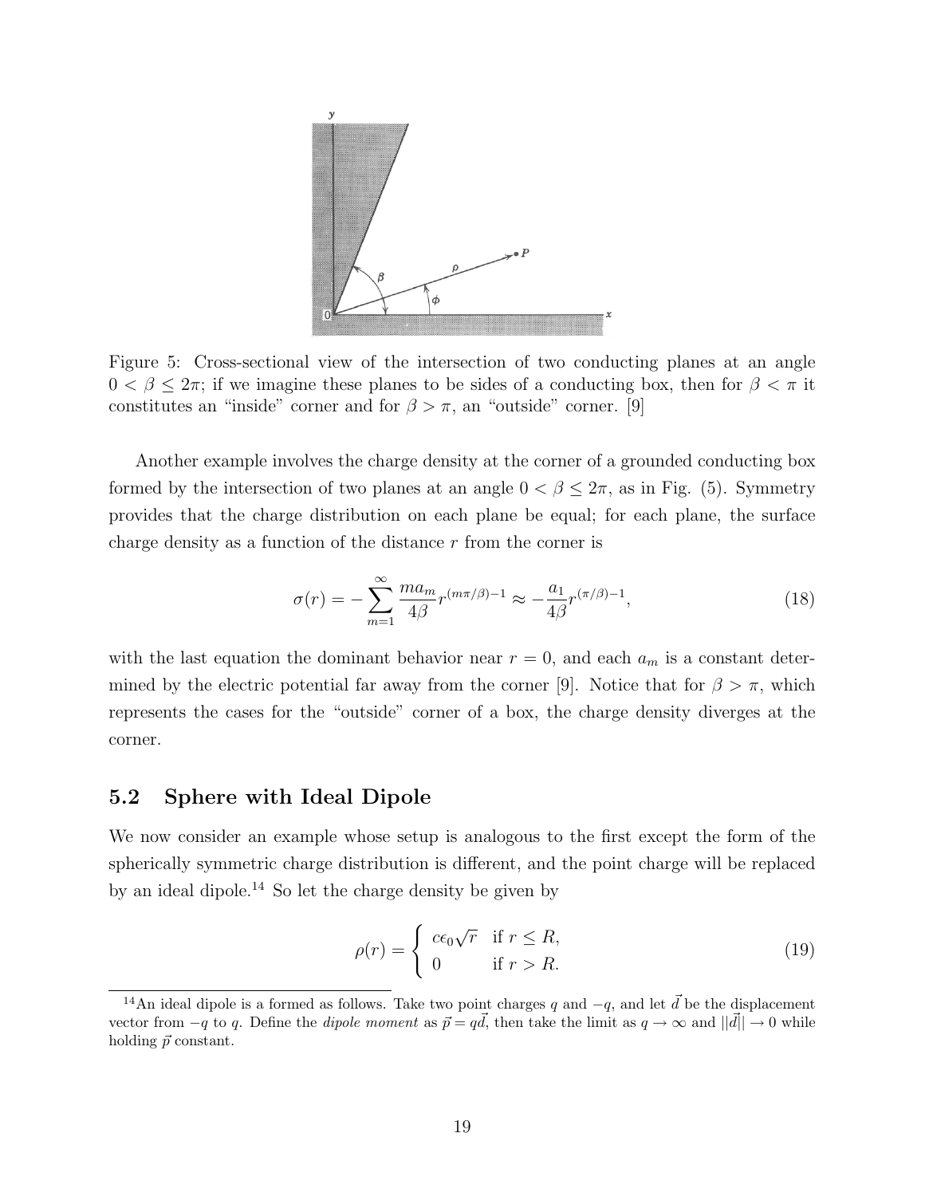Figure 5: Cross-sectional view of the intersection of two conducting planes at an angle $0 < \beta \leq 2\pi$; if we imagine these planes to be sides of a conducting box, then for $\beta < \pi$ it constitutes an "inside" corner and for $\beta > \pi$, an "outside" corner. [9]

Another example involves the charge density at the corner of a grounded conducting box formed by the intersection of two planes at an angle $0 < \beta \leq 2\pi$, as in Fig. (5). Symmetry provides that the charge distribution on each plane be equal; for each plane, the surface charge density as a function of the distance $r$ from the corner is

$$\sigma(r) = -\sum_{m=1}^{\infty} \frac{ma_m}{4\beta} r^{(m\pi/\beta)-1} \approx -\frac{a_1}{4\beta} r^{(\pi/\beta)-1}, \tag{18}$$

with the last equation the dominant behavior near $r = 0$, and each $a_m$ is a constant determined by the electric potential far away from the corner [9]. Notice that for $\beta > \pi$, which represents the cases for the "outside" corner of a box, the charge density diverges at the corner.

## 5.2 Sphere with Ideal Dipole

We now consider an example whose setup is analogous to the first except the form of the spherically symmetric charge distribution is different, and the point charge will be replaced by an ideal dipole.[14] So let the charge density be given by

$$\rho(r) = \begin{cases} c\epsilon_0\sqrt{r} & \text{if } r \leq R, \\ 0 & \text{if } r > R. \end{cases} \tag{19}$$

[14]An ideal dipole is a formed as follows. Take two point charges $q$ and $-q$, and let $\vec{d}$ be the displacement vector from $-q$ to $q$. Define the *dipole moment* as $\vec{p} = q\vec{d}$, then take the limit as $q \to \infty$ and $||\vec{d}|| \to 0$ while holding $\vec{p}$ constant.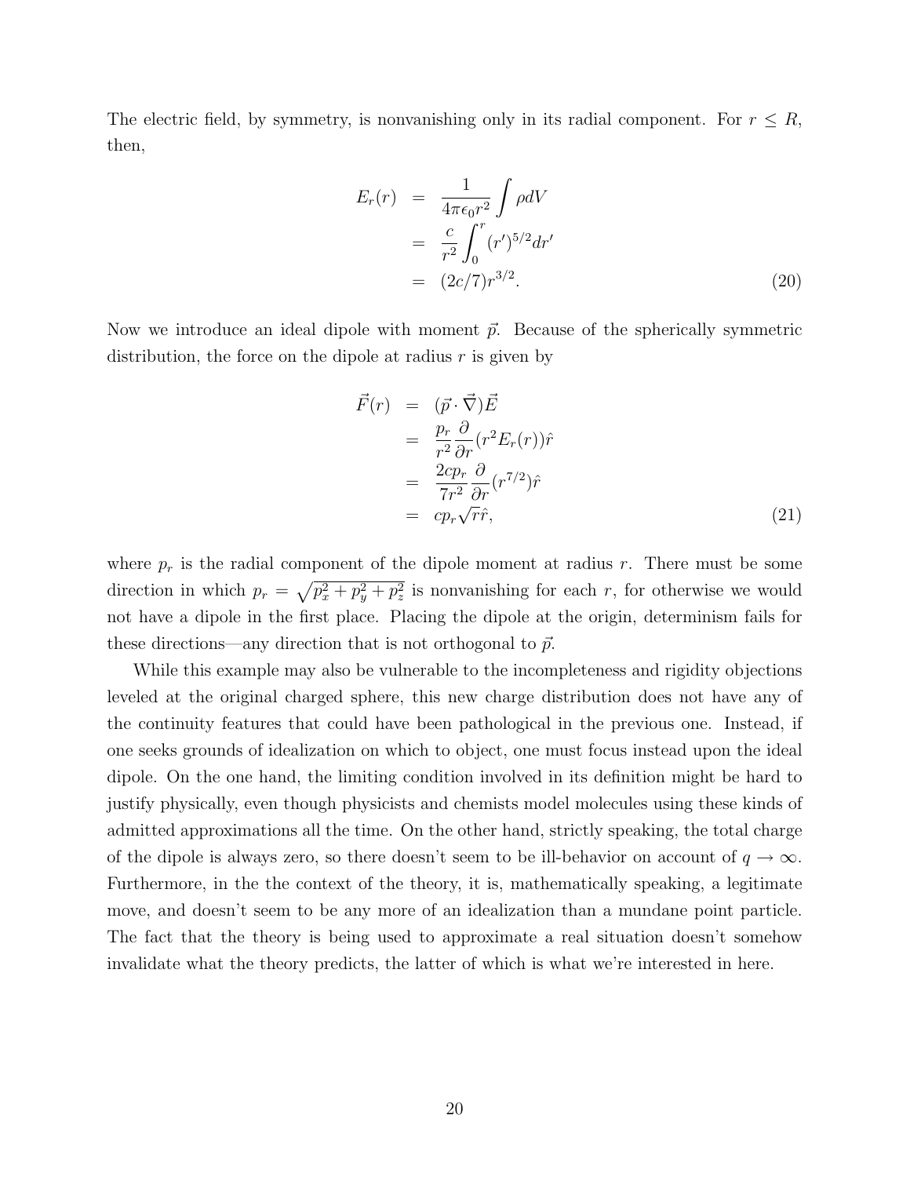The electric field, by symmetry, is nonvanishing only in its radial component. For $r \leq R$, then,

$$
\begin{aligned}
E_r(r) &= \frac{1}{4\pi\epsilon_0 r^2}\int \rho dV \\
&= \frac{c}{r^2}\int_0^r (r')^{5/2} dr' \\
&= (2c/7) r^{3/2}.
\end{aligned} \tag{20}
$$

Now we introduce an ideal dipole with moment $\vec{p}$. Because of the spherically symmetric distribution, the force on the dipole at radius $r$ is given by

$$
\begin{aligned}
\vec{F}(r) &= (\vec{p}\cdot\vec{\nabla})\vec{E} \\
&= \frac{p_r}{r^2}\frac{\partial}{\partial r}(r^2 E_r(r))\hat{r} \\
&= \frac{2cp_r}{7r^2}\frac{\partial}{\partial r}(r^{7/2})\hat{r} \\
&= cp_r\sqrt{r}\hat{r},
\end{aligned} \tag{21}
$$

where $p_r$ is the radial component of the dipole moment at radius $r$. There must be some direction in which $p_r = \sqrt{p_x^2 + p_y^2 + p_z^2}$ is nonvanishing for each $r$, for otherwise we would not have a dipole in the first place. Placing the dipole at the origin, determinism fails for these directions—any direction that is not orthogonal to $\vec{p}$.

While this example may also be vulnerable to the incompleteness and rigidity objections leveled at the original charged sphere, this new charge distribution does not have any of the continuity features that could have been pathological in the previous one. Instead, if one seeks grounds of idealization on which to object, one must focus instead upon the ideal dipole. On the one hand, the limiting condition involved in its definition might be hard to justify physically, even though physicists and chemists model molecules using these kinds of admitted approximations all the time. On the other hand, strictly speaking, the total charge of the dipole is always zero, so there doesn't seem to be ill-behavior on account of $q \to \infty$. Furthermore, in the the context of the theory, it is, mathematically speaking, a legitimate move, and doesn't seem to be any more of an idealization than a mundane point particle. The fact that the theory is being used to approximate a real situation doesn't somehow invalidate what the theory predicts, the latter of which is what we're interested in here.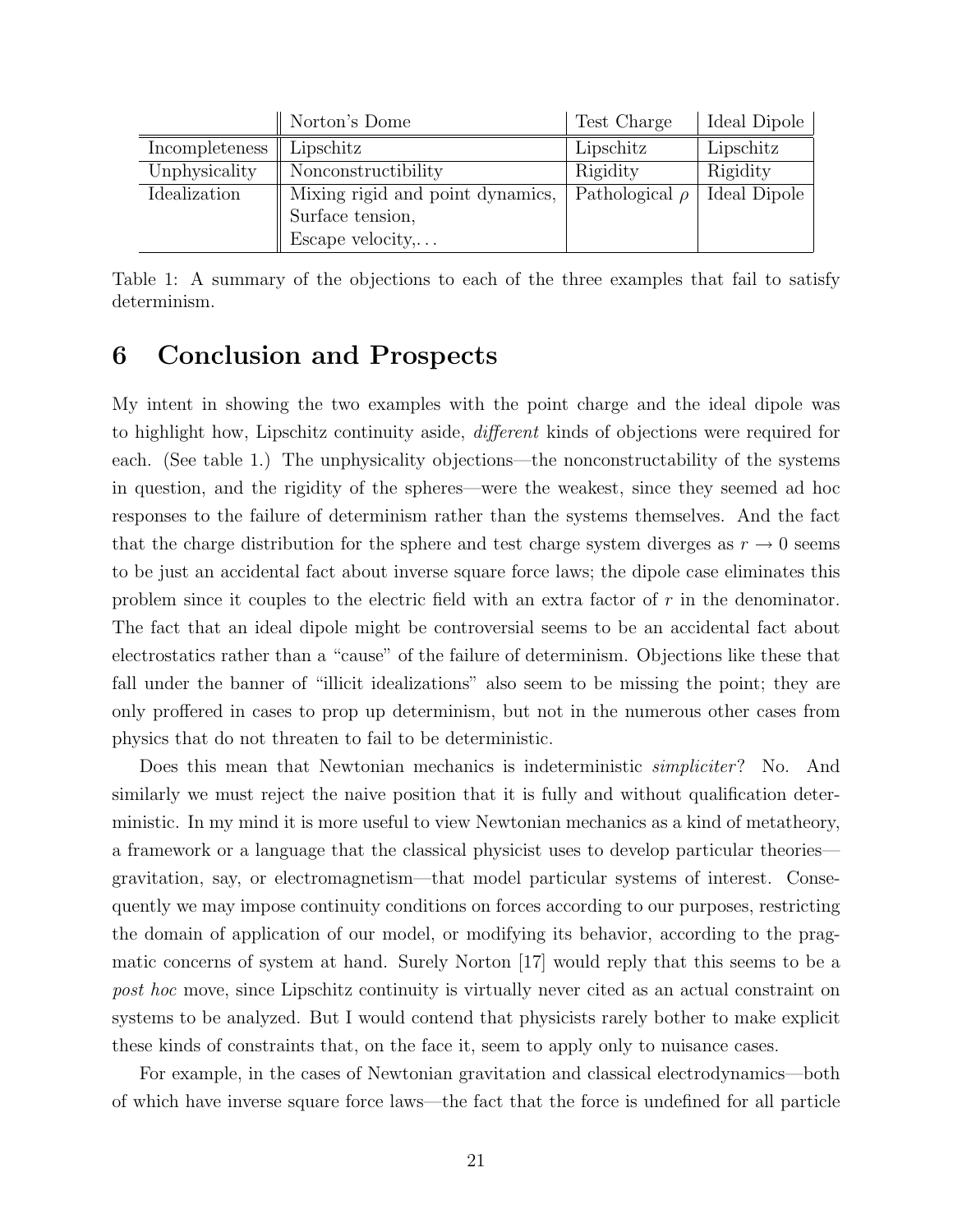| | Norton's Dome | Test Charge | Ideal Dipole |
|---|---|---|---|
| Incompleteness | Lipschitz | Lipschitz | Lipschitz |
| Unphysicality | Nonconstructibility | Rigidity | Rigidity |
| Idealization | Mixing rigid and point dynamics, Surface tension, Escape velocity,... | Pathological $\rho$ | Ideal Dipole |

Table 1: A summary of the objections to each of the three examples that fail to satisfy determinism.

## 6 Conclusion and Prospects

My intent in showing the two examples with the point charge and the ideal dipole was to highlight how, Lipschitz continuity aside, *different* kinds of objections were required for each. (See table 1.) The unphysicality objections—the nonconstructability of the systems in question, and the rigidity of the spheres—were the weakest, since they seemed ad hoc responses to the failure of determinism rather than the systems themselves. And the fact that the charge distribution for the sphere and test charge system diverges as $r \to 0$ seems to be just an accidental fact about inverse square force laws; the dipole case eliminates this problem since it couples to the electric field with an extra factor of $r$ in the denominator. The fact that an ideal dipole might be controversial seems to be an accidental fact about electrostatics rather than a "cause" of the failure of determinism. Objections like these that fall under the banner of "illicit idealizations" also seem to be missing the point; they are only proffered in cases to prop up determinism, but not in the numerous other cases from physics that do not threaten to fail to be deterministic.

Does this mean that Newtonian mechanics is indeterministic *simpliciter*? No. And similarly we must reject the naive position that it is fully and without qualification deterministic. In my mind it is more useful to view Newtonian mechanics as a kind of metatheory, a framework or a language that the classical physicist uses to develop particular theories—gravitation, say, or electromagnetism—that model particular systems of interest. Consequently we may impose continuity conditions on forces according to our purposes, restricting the domain of application of our model, or modifying its behavior, according to the pragmatic concerns of system at hand. Surely Norton [17] would reply that this seems to be a *post hoc* move, since Lipschitz continuity is virtually never cited as an actual constraint on systems to be analyzed. But I would contend that physicists rarely bother to make explicit these kinds of constraints that, on the face it, seem to apply only to nuisance cases.

For example, in the cases of Newtonian gravitation and classical electrodynamics—both of which have inverse square force laws—the fact that the force is undefined for all particle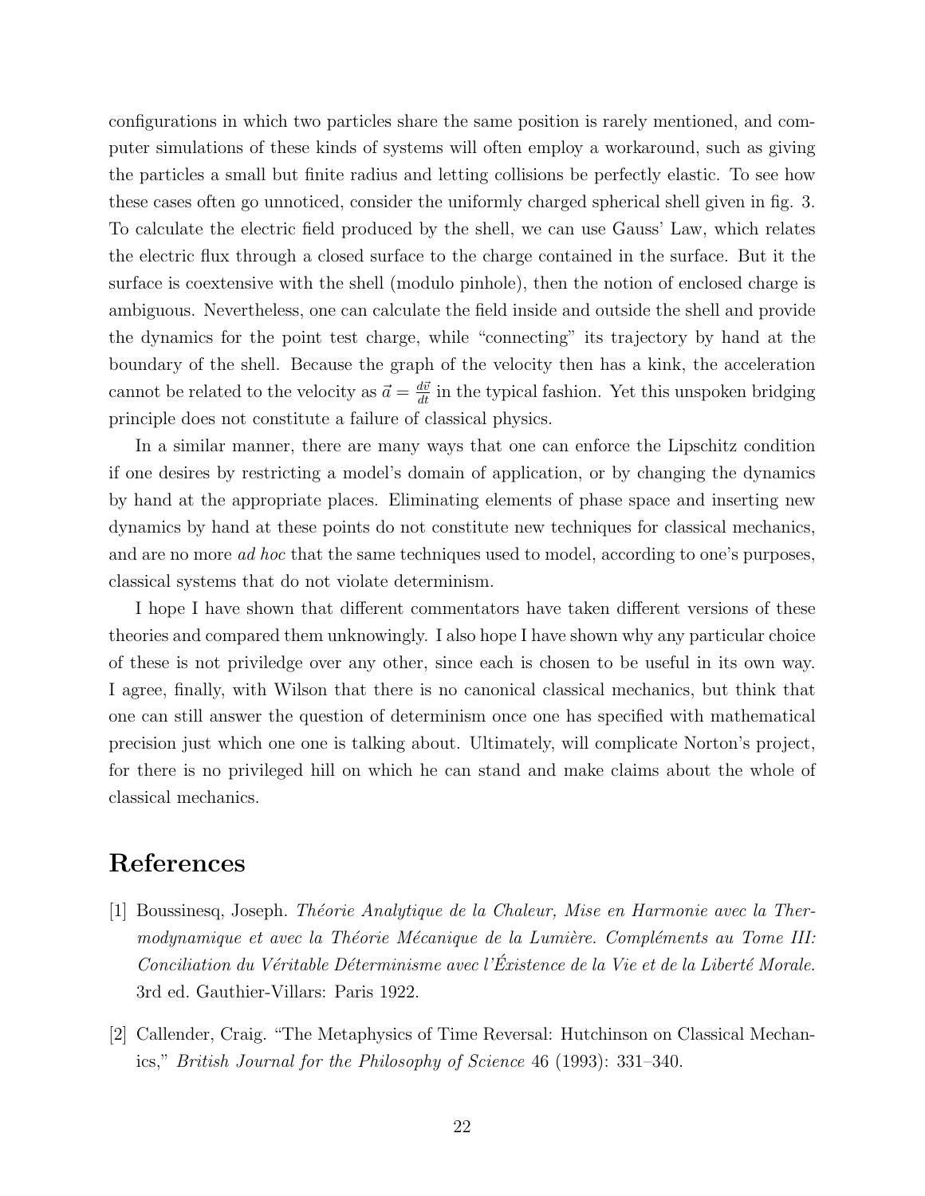configurations in which two particles share the same position is rarely mentioned, and computer simulations of these kinds of systems will often employ a workaround, such as giving the particles a small but finite radius and letting collisions be perfectly elastic. To see how these cases often go unnoticed, consider the uniformly charged spherical shell given in fig. 3. To calculate the electric field produced by the shell, we can use Gauss' Law, which relates the electric flux through a closed surface to the charge contained in the surface. But it the surface is coextensive with the shell (modulo pinhole), then the notion of enclosed charge is ambiguous. Nevertheless, one can calculate the field inside and outside the shell and provide the dynamics for the point test charge, while "connecting" its trajectory by hand at the boundary of the shell. Because the graph of the velocity then has a kink, the acceleration cannot be related to the velocity as $\vec{a} = \frac{d\vec{v}}{dt}$ in the typical fashion. Yet this unspoken bridging principle does not constitute a failure of classical physics.

In a similar manner, there are many ways that one can enforce the Lipschitz condition if one desires by restricting a model's domain of application, or by changing the dynamics by hand at the appropriate places. Eliminating elements of phase space and inserting new dynamics by hand at these points do not constitute new techniques for classical mechanics, and are no more *ad hoc* that the same techniques used to model, according to one's purposes, classical systems that do not violate determinism.

I hope I have shown that different commentators have taken different versions of these theories and compared them unknowingly. I also hope I have shown why any particular choice of these is not priviledge over any other, since each is chosen to be useful in its own way. I agree, finally, with Wilson that there is no canonical classical mechanics, but think that one can still answer the question of determinism once one has specified with mathematical precision just which one one is talking about. Ultimately, will complicate Norton's project, for there is no privileged hill on which he can stand and make claims about the whole of classical mechanics.

# References

[1] Boussinesq, Joseph. *Théorie Analytique de la Chaleur, Mise en Harmonie avec la Thermodynamique et avec la Théorie Mécanique de la Lumière. Compléments au Tome III: Conciliation du Véritable Déterminisme avec l'Éxistence de la Vie et de la Liberté Morale.* 3rd ed. Gauthier-Villars: Paris 1922.

[2] Callender, Craig. "The Metaphysics of Time Reversal: Hutchinson on Classical Mechanics," *British Journal for the Philosophy of Science* 46 (1993): 331–340.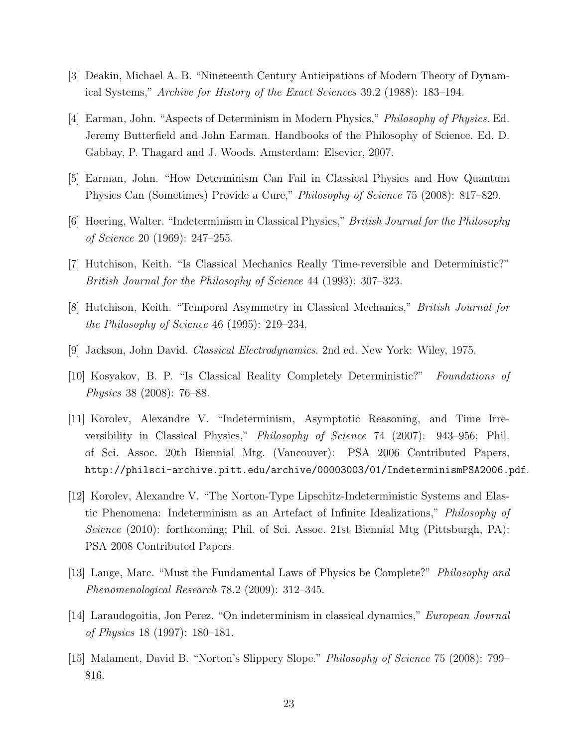[3] Deakin, Michael A. B. "Nineteenth Century Anticipations of Modern Theory of Dynamical Systems," *Archive for History of the Exact Sciences* 39.2 (1988): 183–194.

[4] Earman, John. "Aspects of Determinism in Modern Physics," *Philosophy of Physics*. Ed. Jeremy Butterfield and John Earman. Handbooks of the Philosophy of Science. Ed. D. Gabbay, P. Thagard and J. Woods. Amsterdam: Elsevier, 2007.

[5] Earman, John. "How Determinism Can Fail in Classical Physics and How Quantum Physics Can (Sometimes) Provide a Cure," *Philosophy of Science* 75 (2008): 817–829.

[6] Hoering, Walter. "Indeterminism in Classical Physics," *British Journal for the Philosophy of Science* 20 (1969): 247–255.

[7] Hutchison, Keith. "Is Classical Mechanics Really Time-reversible and Deterministic?" *British Journal for the Philosophy of Science* 44 (1993): 307–323.

[8] Hutchison, Keith. "Temporal Asymmetry in Classical Mechanics," *British Journal for the Philosophy of Science* 46 (1995): 219–234.

[9] Jackson, John David. *Classical Electrodynamics*. 2nd ed. New York: Wiley, 1975.

[10] Kosyakov, B. P. "Is Classical Reality Completely Deterministic?" *Foundations of Physics* 38 (2008): 76–88.

[11] Korolev, Alexandre V. "Indeterminism, Asymptotic Reasoning, and Time Irreversibility in Classical Physics," *Philosophy of Science* 74 (2007): 943–956; Phil. of Sci. Assoc. 20th Biennial Mtg. (Vancouver): PSA 2006 Contributed Papers, http://philsci-archive.pitt.edu/archive/00003003/01/IndeterminismPSA2006.pdf.

[12] Korolev, Alexandre V. "The Norton-Type Lipschitz-Indeterministic Systems and Elastic Phenomena: Indeterminism as an Artefact of Infinite Idealizations," *Philosophy of Science* (2010): forthcoming; Phil. of Sci. Assoc. 21st Biennial Mtg (Pittsburgh, PA): PSA 2008 Contributed Papers.

[13] Lange, Marc. "Must the Fundamental Laws of Physics be Complete?" *Philosophy and Phenomenological Research* 78.2 (2009): 312–345.

[14] Laraudogoitia, Jon Perez. "On indeterminism in classical dynamics," *European Journal of Physics* 18 (1997): 180–181.

[15] Malament, David B. "Norton's Slippery Slope." *Philosophy of Science* 75 (2008): 799–816.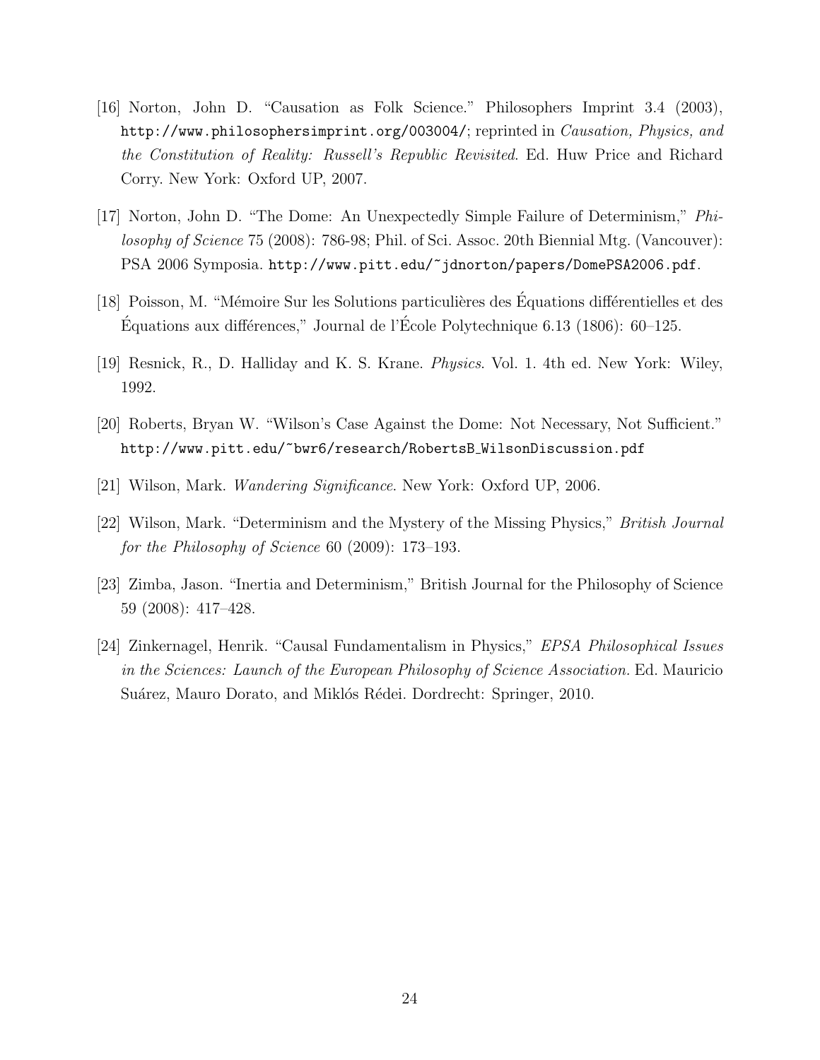[16] Norton, John D. "Causation as Folk Science." Philosophers Imprint 3.4 (2003), http://www.philosophersimprint.org/003004/; reprinted in *Causation, Physics, and the Constitution of Reality: Russell's Republic Revisited*. Ed. Huw Price and Richard Corry. New York: Oxford UP, 2007.

[17] Norton, John D. "The Dome: An Unexpectedly Simple Failure of Determinism," *Philosophy of Science* 75 (2008): 786-98; Phil. of Sci. Assoc. 20th Biennial Mtg. (Vancouver): PSA 2006 Symposia. http://www.pitt.edu/~jdnorton/papers/DomePSA2006.pdf.

[18] Poisson, M. "Mémoire Sur les Solutions particulières des Équations différentielles et des Équations aux différences," Journal de l'École Polytechnique 6.13 (1806): 60–125.

[19] Resnick, R., D. Halliday and K. S. Krane. *Physics*. Vol. 1. 4th ed. New York: Wiley, 1992.

[20] Roberts, Bryan W. "Wilson's Case Against the Dome: Not Necessary, Not Sufficient." http://www.pitt.edu/~bwr6/research/RobertsB_WilsonDiscussion.pdf

[21] Wilson, Mark. *Wandering Significance*. New York: Oxford UP, 2006.

[22] Wilson, Mark. "Determinism and the Mystery of the Missing Physics," *British Journal for the Philosophy of Science* 60 (2009): 173–193.

[23] Zimba, Jason. "Inertia and Determinism," British Journal for the Philosophy of Science 59 (2008): 417–428.

[24] Zinkernagel, Henrik. "Causal Fundamentalism in Physics," *EPSA Philosophical Issues in the Sciences: Launch of the European Philosophy of Science Association.* Ed. Mauricio Suárez, Mauro Dorato, and Miklós Rédei. Dordrecht: Springer, 2010.